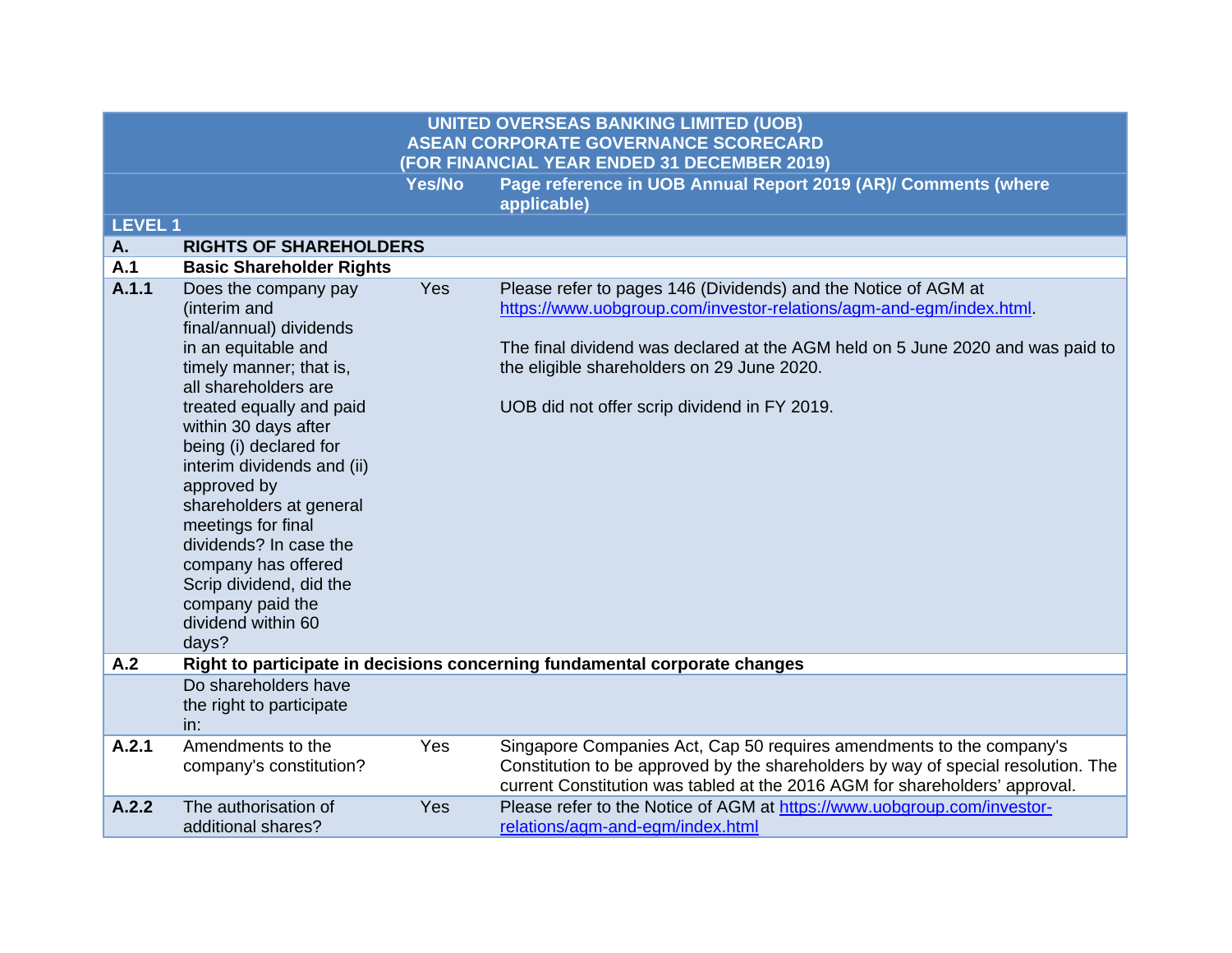| UNITED OVERSEAS BANKING LIMITED (UOB)<br>ASEAN CORPORATE GOVERNANCE SCORECARD<br>(FOR FINANCIAL YEAR ENDED 31 DECEMBER 2019) | | | |
|---|---|---|---|
| | | **Yes/No** | **Page reference in UOB Annual Report 2019 (AR)/ Comments (where applicable)** |
| **LEVEL 1** | | | |
| **A.** | **RIGHTS OF SHAREHOLDERS** | | |
| **A.1** | **Basic Shareholder Rights** | | |
| **A.1.1** | Does the company pay (interim and final/annual) dividends in an equitable and timely manner; that is, all shareholders are treated equally and paid within 30 days after being (i) declared for interim dividends and (ii) approved by shareholders at general meetings for final dividends? In case the company has offered Scrip dividend, did the company paid the dividend within 60 days? | Yes | Please refer to pages 146 (Dividends) and the Notice of AGM at https://www.uobgroup.com/investor-relations/agm-and-egm/index.html.<br><br>The final dividend was declared at the AGM held on 5 June 2020 and was paid to the eligible shareholders on 29 June 2020.<br><br>UOB did not offer scrip dividend in FY 2019. |
| **A.2** | **Right to participate in decisions concerning fundamental corporate changes** | | |
| | Do shareholders have the right to participate in: | | |
| **A.2.1** | Amendments to the company's constitution? | Yes | Singapore Companies Act, Cap 50 requires amendments to the company's Constitution to be approved by the shareholders by way of special resolution. The current Constitution was tabled at the 2016 AGM for shareholders' approval. |
| **A.2.2** | The authorisation of additional shares? | Yes | Please refer to the Notice of AGM at https://www.uobgroup.com/investor-relations/agm-and-egm/index.html |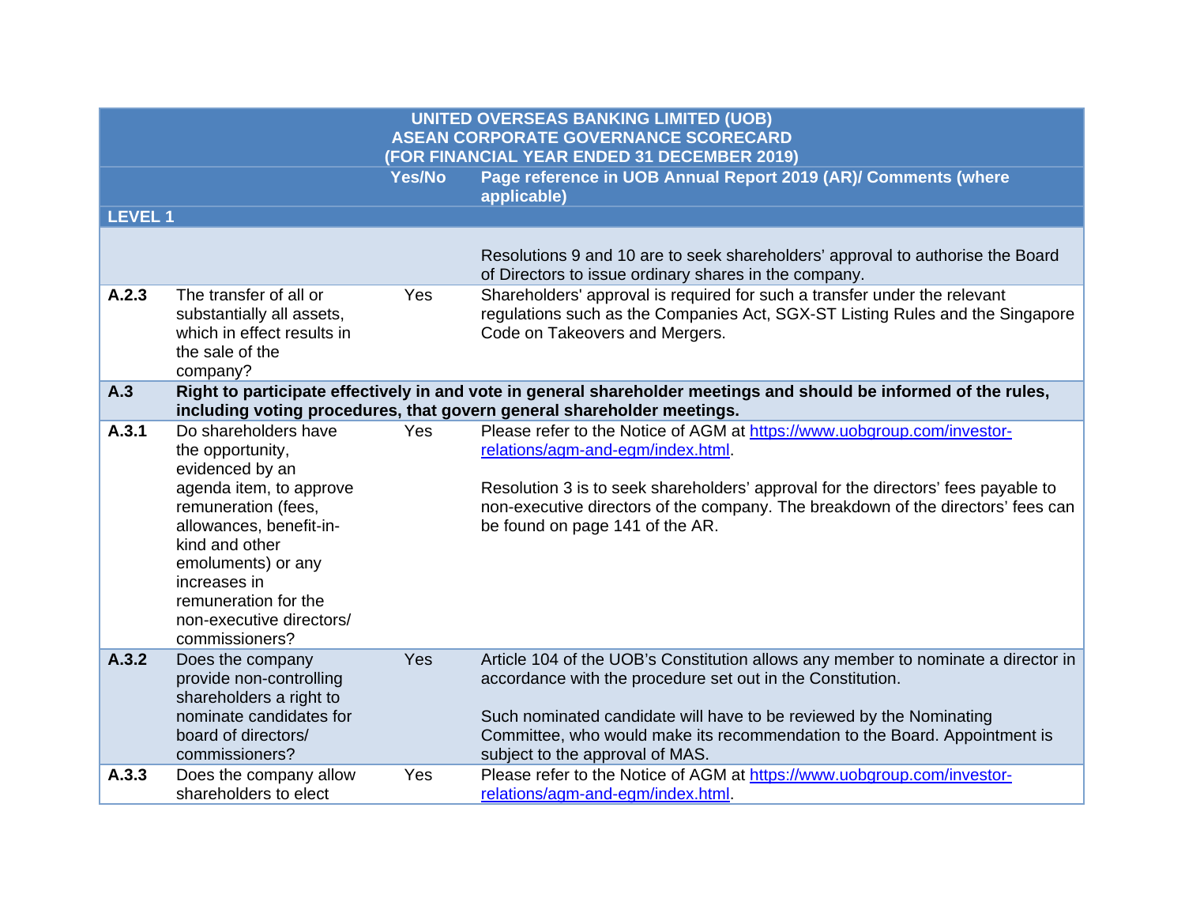| UNITED OVERSEAS BANKING LIMITED (UOB) ASEAN CORPORATE GOVERNANCE SCORECARD (FOR FINANCIAL YEAR ENDED 31 DECEMBER 2019) | | | |
|---|---|---|---|
| | | **Yes/No** | **Page reference in UOB Annual Report 2019 (AR)/ Comments (where applicable)** |
| **LEVEL 1** | | | |
| | | | Resolutions 9 and 10 are to seek shareholders' approval to authorise the Board of Directors to issue ordinary shares in the company. |
| **A.2.3** | The transfer of all or substantially all assets, which in effect results in the sale of the company? | Yes | Shareholders' approval is required for such a transfer under the relevant regulations such as the Companies Act, SGX-ST Listing Rules and the Singapore Code on Takeovers and Mergers. |
| **A.3** | **Right to participate effectively in and vote in general shareholder meetings and should be informed of the rules, including voting procedures, that govern general shareholder meetings.** | | |
| **A.3.1** | Do shareholders have the opportunity, evidenced by an agenda item, to approve remuneration (fees, allowances, benefit-in-kind and other emoluments) or any increases in remuneration for the non-executive directors/ commissioners? | Yes | Please refer to the Notice of AGM at [https://www.uobgroup.com/investor-relations/agm-and-egm/index.html](https://www.uobgroup.com/investor-relations/agm-and-egm/index.html).<br><br>Resolution 3 is to seek shareholders' approval for the directors' fees payable to non-executive directors of the company. The breakdown of the directors' fees can be found on page 141 of the AR. |
| **A.3.2** | Does the company provide non-controlling shareholders a right to nominate candidates for board of directors/ commissioners? | Yes | Article 104 of the UOB's Constitution allows any member to nominate a director in accordance with the procedure set out in the Constitution.<br><br>Such nominated candidate will have to be reviewed by the Nominating Committee, who would make its recommendation to the Board. Appointment is subject to the approval of MAS. |
| **A.3.3** | Does the company allow shareholders to elect | Yes | Please refer to the Notice of AGM at [https://www.uobgroup.com/investor-relations/agm-and-egm/index.html](https://www.uobgroup.com/investor-relations/agm-and-egm/index.html). |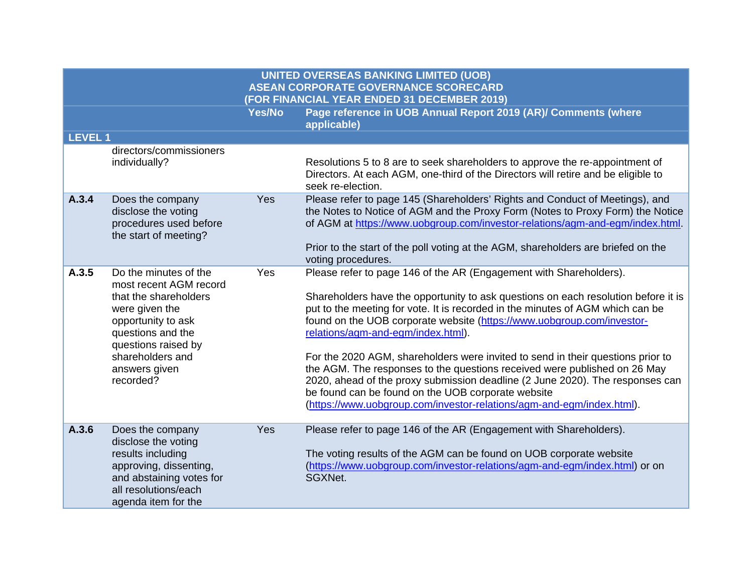| UNITED OVERSEAS BANKING LIMITED (UOB) ASEAN CORPORATE GOVERNANCE SCORECARD (FOR FINANCIAL YEAR ENDED 31 DECEMBER 2019) | | | |
|---|---|---|---|
| | | Yes/No | Page reference in UOB Annual Report 2019 (AR)/ Comments (where applicable) |
| **LEVEL 1** | | | |
| | directors/commissioners individually? | | Resolutions 5 to 8 are to seek shareholders to approve the re-appointment of Directors. At each AGM, one-third of the Directors will retire and be eligible to seek re-election. |
| **A.3.4** | Does the company disclose the voting procedures used before the start of meeting? | Yes | Please refer to page 145 (Shareholders' Rights and Conduct of Meetings), and the Notes to Notice of AGM and the Proxy Form (Notes to Proxy Form) the Notice of AGM at https://www.uobgroup.com/investor-relations/agm-and-egm/index.html.<br><br>Prior to the start of the poll voting at the AGM, shareholders are briefed on the voting procedures. |
| **A.3.5** | Do the minutes of the most recent AGM record that the shareholders were given the opportunity to ask questions and the questions raised by shareholders and answers given recorded? | Yes | Please refer to page 146 of the AR (Engagement with Shareholders).<br><br>Shareholders have the opportunity to ask questions on each resolution before it is put to the meeting for vote. It is recorded in the minutes of AGM which can be found on the UOB corporate website (https://www.uobgroup.com/investor-relations/agm-and-egm/index.html).<br><br>For the 2020 AGM, shareholders were invited to send in their questions prior to the AGM. The responses to the questions received were published on 26 May 2020, ahead of the proxy submission deadline (2 June 2020). The responses can be found can be found on the UOB corporate website (https://www.uobgroup.com/investor-relations/agm-and-egm/index.html). |
| **A.3.6** | Does the company disclose the voting results including approving, dissenting, and abstaining votes for all resolutions/each agenda item for the | Yes | Please refer to page 146 of the AR (Engagement with Shareholders).<br><br>The voting results of the AGM can be found on UOB corporate website (https://www.uobgroup.com/investor-relations/agm-and-egm/index.html) or on SGXNet. |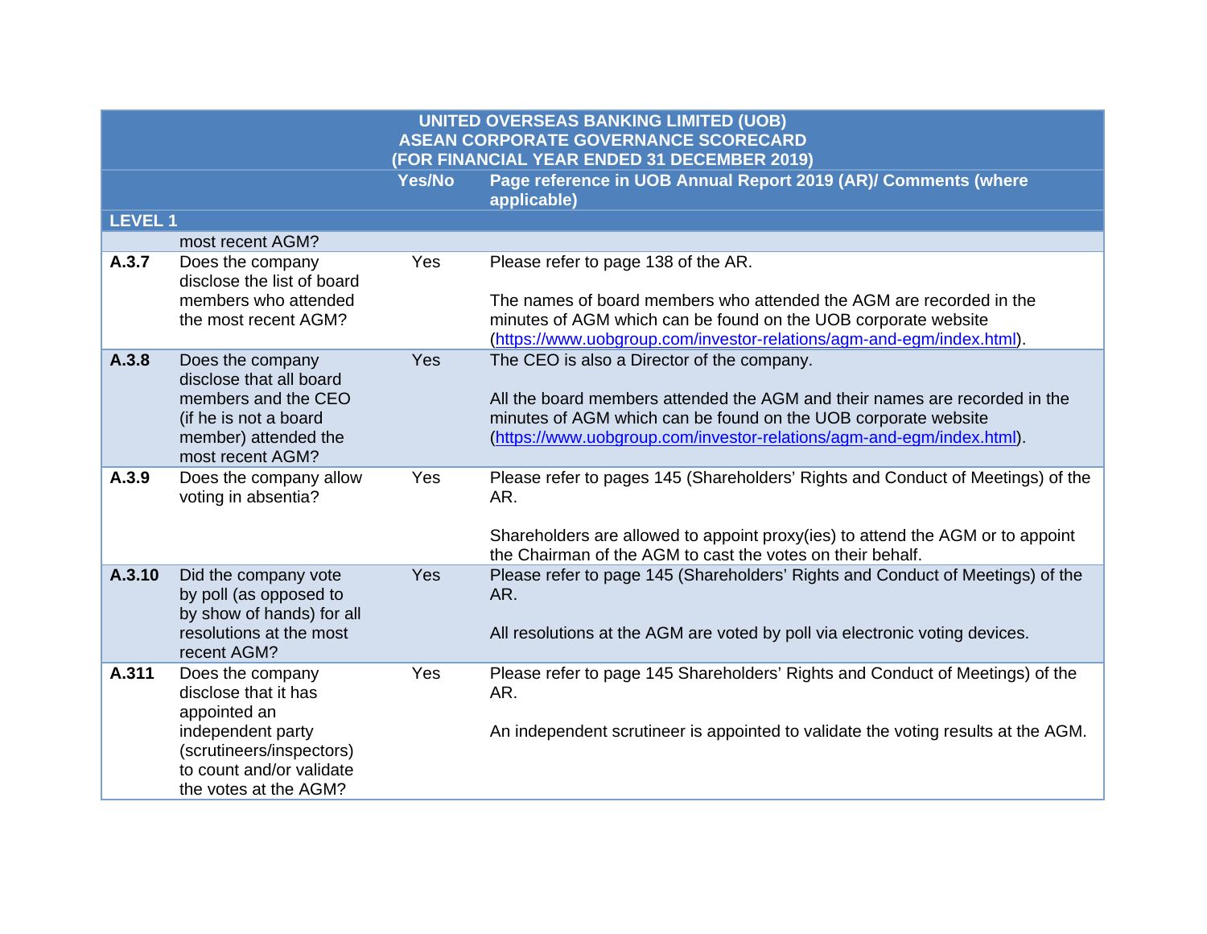| UNITED OVERSEAS BANKING LIMITED (UOB) ASEAN CORPORATE GOVERNANCE SCORECARD (FOR FINANCIAL YEAR ENDED 31 DECEMBER 2019) | | | |
|---|---|---|---|
| | | Yes/No | Page reference in UOB Annual Report 2019 (AR)/ Comments (where applicable) |
| **LEVEL 1** | | | |
| | most recent AGM? | | |
| **A.3.7** | Does the company disclose the list of board members who attended the most recent AGM? | Yes | Please refer to page 138 of the AR.<br><br>The names of board members who attended the AGM are recorded in the minutes of AGM which can be found on the UOB corporate website (https://www.uobgroup.com/investor-relations/agm-and-egm/index.html). |
| **A.3.8** | Does the company disclose that all board members and the CEO (if he is not a board member) attended the most recent AGM? | Yes | The CEO is also a Director of the company.<br><br>All the board members attended the AGM and their names are recorded in the minutes of AGM which can be found on the UOB corporate website (https://www.uobgroup.com/investor-relations/agm-and-egm/index.html). |
| **A.3.9** | Does the company allow voting in absentia? | Yes | Please refer to pages 145 (Shareholders' Rights and Conduct of Meetings) of the AR.<br><br>Shareholders are allowed to appoint proxy(ies) to attend the AGM or to appoint the Chairman of the AGM to cast the votes on their behalf. |
| **A.3.10** | Did the company vote by poll (as opposed to by show of hands) for all resolutions at the most recent AGM? | Yes | Please refer to page 145 (Shareholders' Rights and Conduct of Meetings) of the AR.<br><br>All resolutions at the AGM are voted by poll via electronic voting devices. |
| **A.311** | Does the company disclose that it has appointed an independent party (scrutineers/inspectors) to count and/or validate the votes at the AGM? | Yes | Please refer to page 145 Shareholders' Rights and Conduct of Meetings) of the AR.<br><br>An independent scrutineer is appointed to validate the voting results at the AGM. |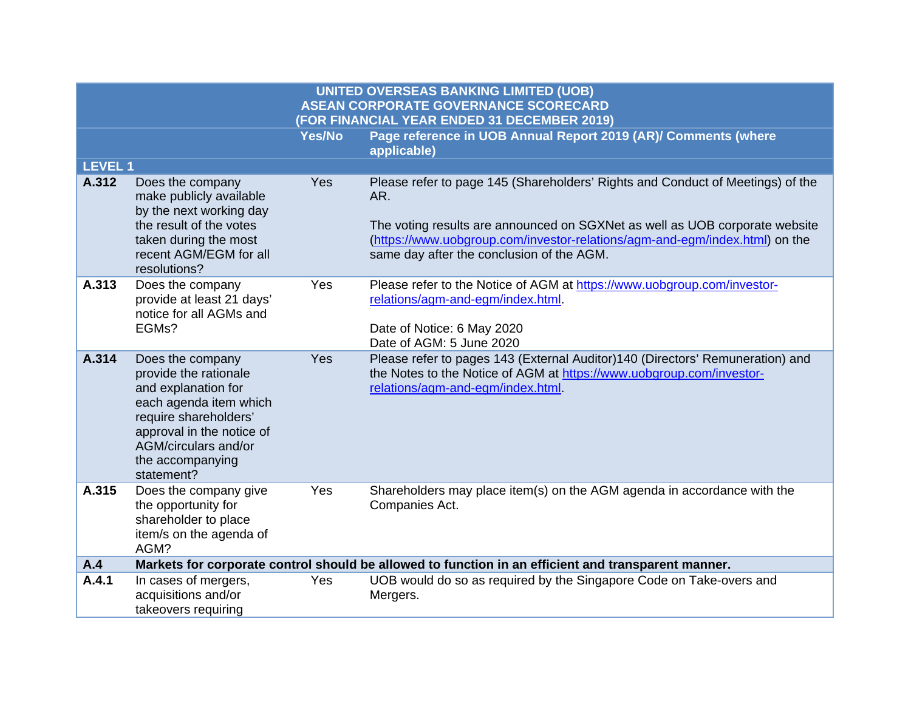| UNITED OVERSEAS BANKING LIMITED (UOB) ASEAN CORPORATE GOVERNANCE SCORECARD (FOR FINANCIAL YEAR ENDED 31 DECEMBER 2019) | | | |
|---|---|---|---|
| | | **Yes/No** | **Page reference in UOB Annual Report 2019 (AR)/ Comments (where applicable)** |
| **LEVEL 1** | | | |
| **A.312** | Does the company make publicly available by the next working day the result of the votes taken during the most recent AGM/EGM for all resolutions? | Yes | Please refer to page 145 (Shareholders' Rights and Conduct of Meetings) of the AR.<br><br>The voting results are announced on SGXNet as well as UOB corporate website (https://www.uobgroup.com/investor-relations/agm-and-egm/index.html) on the same day after the conclusion of the AGM. |
| **A.313** | Does the company provide at least 21 days' notice for all AGMs and EGMs? | Yes | Please refer to the Notice of AGM at https://www.uobgroup.com/investor-relations/agm-and-egm/index.html.<br><br>Date of Notice: 6 May 2020<br>Date of AGM: 5 June 2020 |
| **A.314** | Does the company provide the rationale and explanation for each agenda item which require shareholders' approval in the notice of AGM/circulars and/or the accompanying statement? | Yes | Please refer to pages 143 (External Auditor)140 (Directors' Remuneration) and the Notes to the Notice of AGM at https://www.uobgroup.com/investor-relations/agm-and-egm/index.html. |
| **A.315** | Does the company give the opportunity for shareholder to place item/s on the agenda of AGM? | Yes | Shareholders may place item(s) on the AGM agenda in accordance with the Companies Act. |
| **A.4** | **Markets for corporate control should be allowed to function in an efficient and transparent manner.** | | |
| **A.4.1** | In cases of mergers, acquisitions and/or takeovers requiring | Yes | UOB would do so as required by the Singapore Code on Take-overs and Mergers. |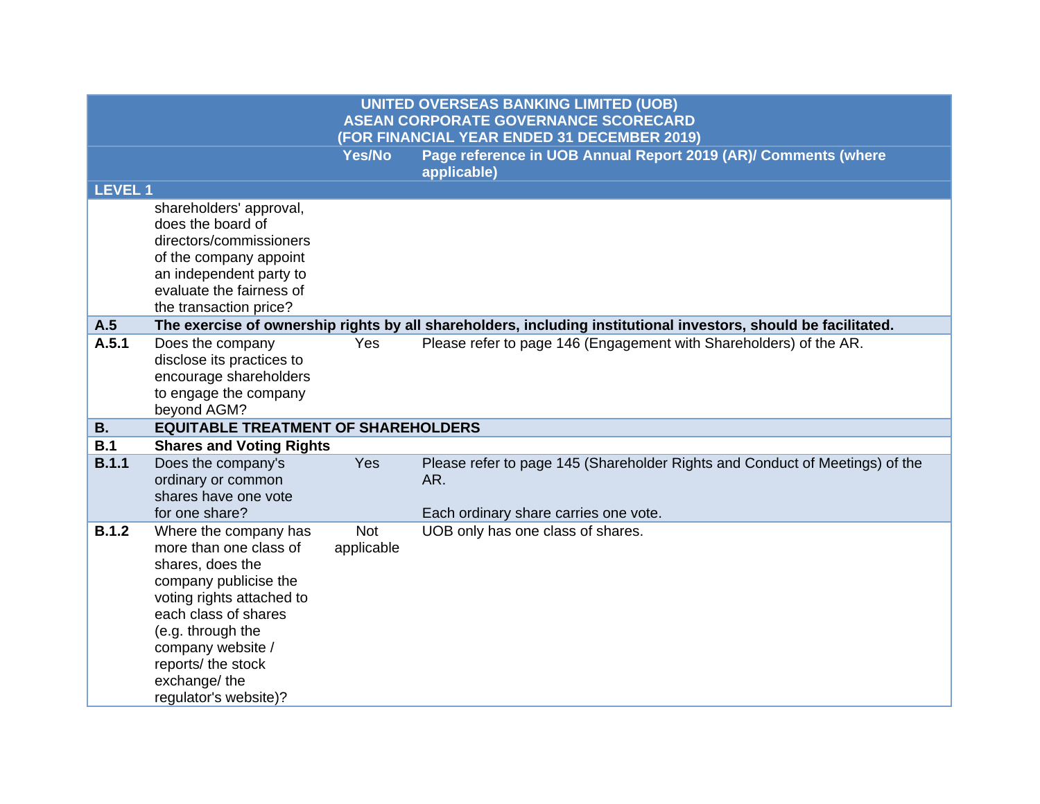| UNITED OVERSEAS BANKING LIMITED (UOB) ASEAN CORPORATE GOVERNANCE SCORECARD (FOR FINANCIAL YEAR ENDED 31 DECEMBER 2019) | | | |
|---|---|---|---|
| | | **Yes/No** | **Page reference in UOB Annual Report 2019 (AR)/ Comments (where applicable)** |
| **LEVEL 1** | | | |
| | shareholders' approval, does the board of directors/commissioners of the company appoint an independent party to evaluate the fairness of the transaction price? | | |
| **A.5** | **The exercise of ownership rights by all shareholders, including institutional investors, should be facilitated.** | | |
| **A.5.1** | Does the company disclose its practices to encourage shareholders to engage the company beyond AGM? | Yes | Please refer to page 146 (Engagement with Shareholders) of the AR. |
| **B.** | **EQUITABLE TREATMENT OF SHAREHOLDERS** | | |
| **B.1** | **Shares and Voting Rights** | | |
| **B.1.1** | Does the company's ordinary or common shares have one vote for one share? | Yes | Please refer to page 145 (Shareholder Rights and Conduct of Meetings) of the AR.<br><br>Each ordinary share carries one vote. |
| **B.1.2** | Where the company has more than one class of shares, does the company publicise the voting rights attached to each class of shares (e.g. through the company website / reports/ the stock exchange/ the regulator's website)? | Not applicable | UOB only has one class of shares. |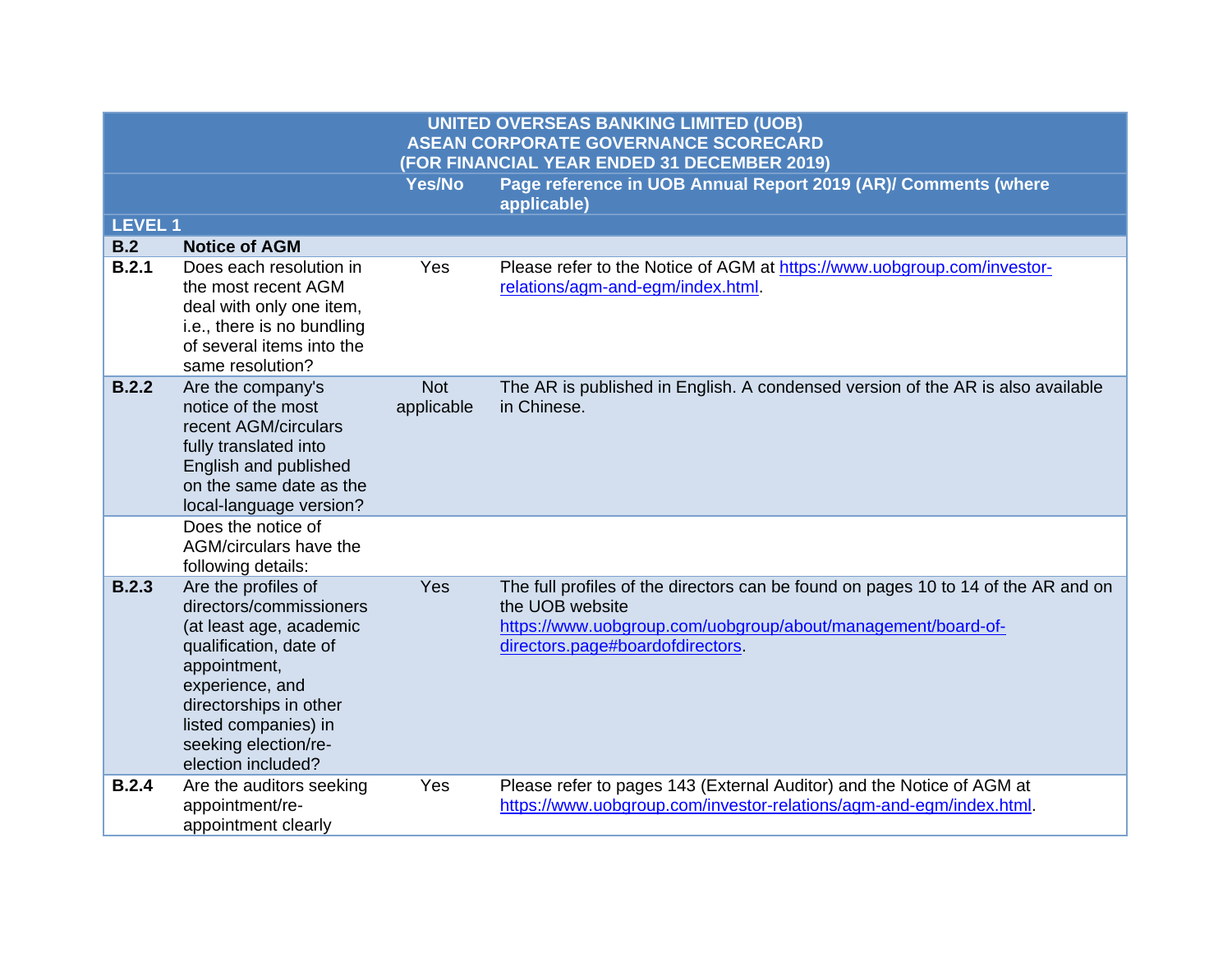| UNITED OVERSEAS BANKING LIMITED (UOB)<br>ASEAN CORPORATE GOVERNANCE SCORECARD<br>(FOR FINANCIAL YEAR ENDED 31 DECEMBER 2019) | | | |
|---|---|---|---|
| | | **Yes/No** | **Page reference in UOB Annual Report 2019 (AR)/ Comments (where applicable)** |
| **LEVEL 1** | | | |
| **B.2** | **Notice of AGM** | | |
| **B.2.1** | Does each resolution in the most recent AGM deal with only one item, i.e., there is no bundling of several items into the same resolution? | Yes | Please refer to the Notice of AGM at https://www.uobgroup.com/investor-relations/agm-and-egm/index.html. |
| **B.2.2** | Are the company's notice of the most recent AGM/circulars fully translated into English and published on the same date as the local-language version? | Not applicable | The AR is published in English. A condensed version of the AR is also available in Chinese. |
| | Does the notice of AGM/circulars have the following details: | | |
| **B.2.3** | Are the profiles of directors/commissioners (at least age, academic qualification, date of appointment, experience, and directorships in other listed companies) in seeking election/re-election included? | Yes | The full profiles of the directors can be found on pages 10 to 14 of the AR and on the UOB website https://www.uobgroup.com/uobgroup/about/management/board-of-directors.page#boardofdirectors. |
| **B.2.4** | Are the auditors seeking appointment/re-appointment clearly | Yes | Please refer to pages 143 (External Auditor) and the Notice of AGM at https://www.uobgroup.com/investor-relations/agm-and-egm/index.html. |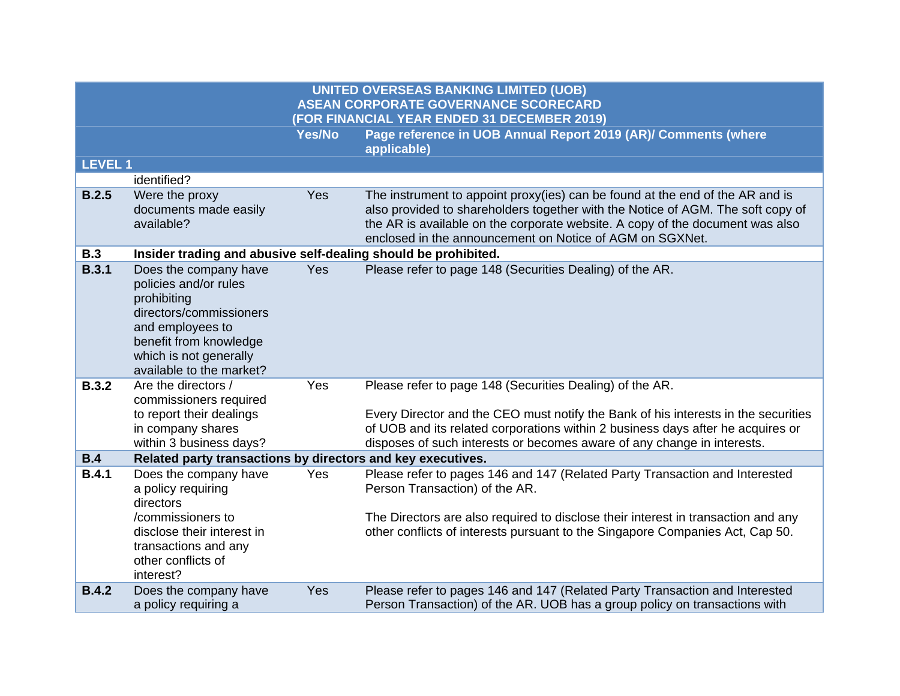| UNITED OVERSEAS BANKING LIMITED (UOB) ASEAN CORPORATE GOVERNANCE SCORECARD (FOR FINANCIAL YEAR ENDED 31 DECEMBER 2019) | | | |
|---|---|---|---|
| | | **Yes/No** | **Page reference in UOB Annual Report 2019 (AR)/ Comments (where applicable)** |
| **LEVEL 1** | | | |
| | identified? | | |
| **B.2.5** | Were the proxy documents made easily available? | Yes | The instrument to appoint proxy(ies) can be found at the end of the AR and is also provided to shareholders together with the Notice of AGM. The soft copy of the AR is available on the corporate website. A copy of the document was also enclosed in the announcement on Notice of AGM on SGXNet. |
| **B.3** | **Insider trading and abusive self-dealing should be prohibited.** | | |
| **B.3.1** | Does the company have policies and/or rules prohibiting directors/commissioners and employees to benefit from knowledge which is not generally available to the market? | Yes | Please refer to page 148 (Securities Dealing) of the AR. |
| **B.3.2** | Are the directors / commissioners required to report their dealings in company shares within 3 business days? | Yes | Please refer to page 148 (Securities Dealing) of the AR.<br><br>Every Director and the CEO must notify the Bank of his interests in the securities of UOB and its related corporations within 2 business days after he acquires or disposes of such interests or becomes aware of any change in interests. |
| **B.4** | **Related party transactions by directors and key executives.** | | |
| **B.4.1** | Does the company have a policy requiring directors /commissioners to disclose their interest in transactions and any other conflicts of interest? | Yes | Please refer to pages 146 and 147 (Related Party Transaction and Interested Person Transaction) of the AR.<br><br>The Directors are also required to disclose their interest in transaction and any other conflicts of interests pursuant to the Singapore Companies Act, Cap 50. |
| **B.4.2** | Does the company have a policy requiring a | Yes | Please refer to pages 146 and 147 (Related Party Transaction and Interested Person Transaction) of the AR. UOB has a group policy on transactions with |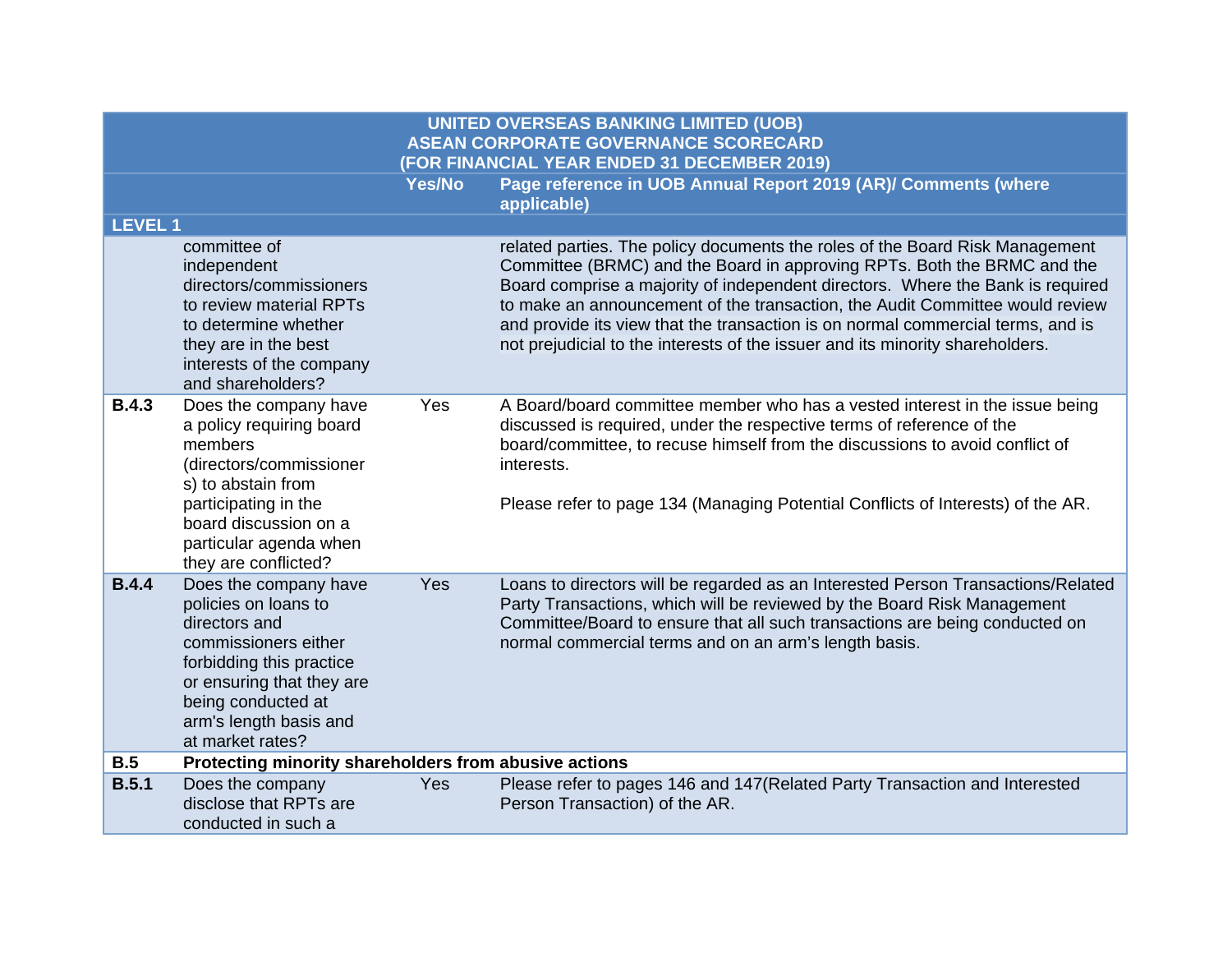| UNITED OVERSEAS BANKING LIMITED (UOB) ASEAN CORPORATE GOVERNANCE SCORECARD (FOR FINANCIAL YEAR ENDED 31 DECEMBER 2019) | | | |
|---|---|---|---|
| | | Yes/No | Page reference in UOB Annual Report 2019 (AR)/ Comments (where applicable) |
| LEVEL 1 | | | |
| | committee of independent directors/commissioners to review material RPTs to determine whether they are in the best interests of the company and shareholders? | | related parties. The policy documents the roles of the Board Risk Management Committee (BRMC) and the Board in approving RPTs. Both the BRMC and the Board comprise a majority of independent directors. Where the Bank is required to make an announcement of the transaction, the Audit Committee would review and provide its view that the transaction is on normal commercial terms, and is not prejudicial to the interests of the issuer and its minority shareholders. |
| B.4.3 | Does the company have a policy requiring board members (directors/commissioners) to abstain from participating in the board discussion on a particular agenda when they are conflicted? | Yes | A Board/board committee member who has a vested interest in the issue being discussed is required, under the respective terms of reference of the board/committee, to recuse himself from the discussions to avoid conflict of interests.<br><br>Please refer to page 134 (Managing Potential Conflicts of Interests) of the AR. |
| B.4.4 | Does the company have policies on loans to directors and commissioners either forbidding this practice or ensuring that they are being conducted at arm's length basis and at market rates? | Yes | Loans to directors will be regarded as an Interested Person Transactions/Related Party Transactions, which will be reviewed by the Board Risk Management Committee/Board to ensure that all such transactions are being conducted on normal commercial terms and on an arm's length basis. |
| **B.5** | **Protecting minority shareholders from abusive actions** | | |
| B.5.1 | Does the company disclose that RPTs are conducted in such a | Yes | Please refer to pages 146 and 147(Related Party Transaction and Interested Person Transaction) of the AR. |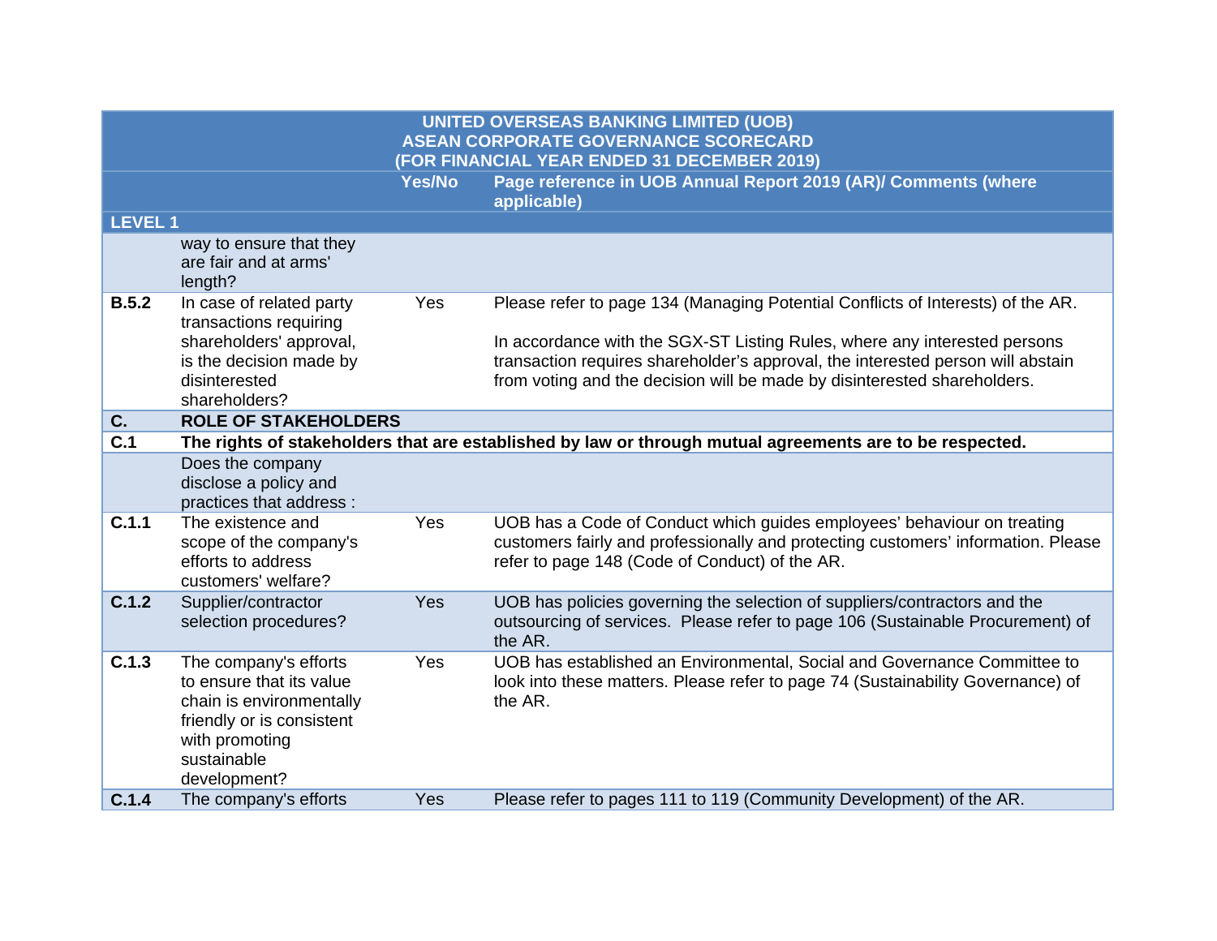| UNITED OVERSEAS BANKING LIMITED (UOB) ASEAN CORPORATE GOVERNANCE SCORECARD (FOR FINANCIAL YEAR ENDED 31 DECEMBER 2019) | | | |
|---|---|---|---|
| | | Yes/No | Page reference in UOB Annual Report 2019 (AR)/ Comments (where applicable) |
| **LEVEL 1** | | | |
| | way to ensure that they are fair and at arms' length? | | |
| **B.5.2** | In case of related party transactions requiring shareholders' approval, is the decision made by disinterested shareholders? | Yes | Please refer to page 134 (Managing Potential Conflicts of Interests) of the AR.<br><br>In accordance with the SGX-ST Listing Rules, where any interested persons transaction requires shareholder's approval, the interested person will abstain from voting and the decision will be made by disinterested shareholders. |
| **C.** | **ROLE OF STAKEHOLDERS** | | |
| **C.1** | **The rights of stakeholders that are established by law or through mutual agreements are to be respected.** | | |
| | Does the company disclose a policy and practices that address : | | |
| **C.1.1** | The existence and scope of the company's efforts to address customers' welfare? | Yes | UOB has a Code of Conduct which guides employees' behaviour on treating customers fairly and professionally and protecting customers' information. Please refer to page 148 (Code of Conduct) of the AR. |
| **C.1.2** | Supplier/contractor selection procedures? | Yes | UOB has policies governing the selection of suppliers/contractors and the outsourcing of services. Please refer to page 106 (Sustainable Procurement) of the AR. |
| **C.1.3** | The company's efforts to ensure that its value chain is environmentally friendly or is consistent with promoting sustainable development? | Yes | UOB has established an Environmental, Social and Governance Committee to look into these matters. Please refer to page 74 (Sustainability Governance) of the AR. |
| **C.1.4** | The company's efforts | Yes | Please refer to pages 111 to 119 (Community Development) of the AR. |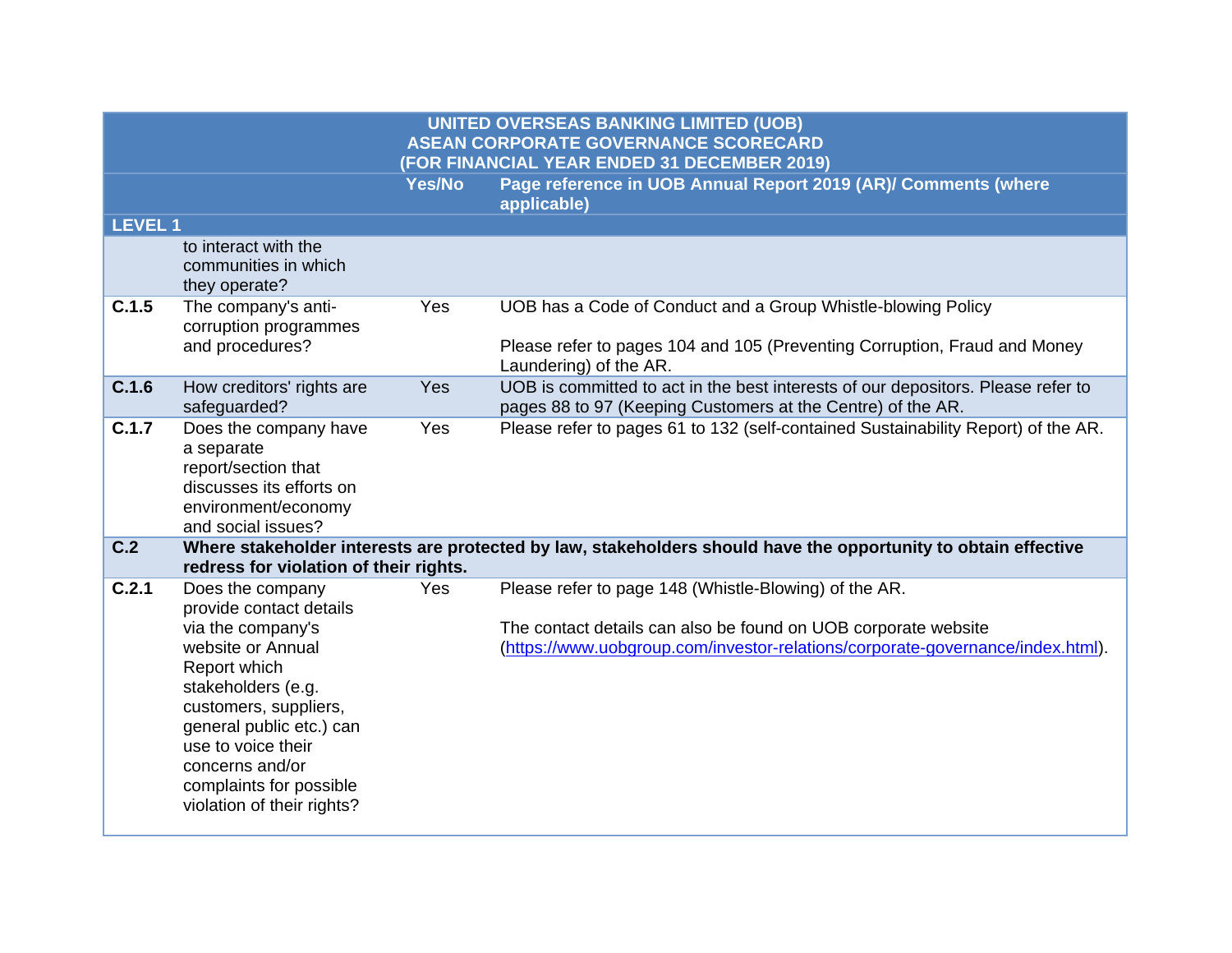| UNITED OVERSEAS BANKING LIMITED (UOB) ASEAN CORPORATE GOVERNANCE SCORECARD (FOR FINANCIAL YEAR ENDED 31 DECEMBER 2019) | | | |
|---|---|---|---|
| | | **Yes/No** | **Page reference in UOB Annual Report 2019 (AR)/ Comments (where applicable)** |
| **LEVEL 1** | | | |
| | to interact with the communities in which they operate? | | |
| **C.1.5** | The company's anti-corruption programmes and procedures? | Yes | UOB has a Code of Conduct and a Group Whistle-blowing Policy<br><br>Please refer to pages 104 and 105 (Preventing Corruption, Fraud and Money Laundering) of the AR. |
| **C.1.6** | How creditors' rights are safeguarded? | Yes | UOB is committed to act in the best interests of our depositors. Please refer to pages 88 to 97 (Keeping Customers at the Centre) of the AR. |
| **C.1.7** | Does the company have a separate report/section that discusses its efforts on environment/economy and social issues? | Yes | Please refer to pages 61 to 132 (self-contained Sustainability Report) of the AR. |
| **C.2** | **Where stakeholder interests are protected by law, stakeholders should have the opportunity to obtain effective redress for violation of their rights.** | | |
| **C.2.1** | Does the company provide contact details via the company's website or Annual Report which stakeholders (e.g. customers, suppliers, general public etc.) can use to voice their concerns and/or complaints for possible violation of their rights? | Yes | Please refer to page 148 (Whistle-Blowing) of the AR.<br><br>The contact details can also be found on UOB corporate website (https://www.uobgroup.com/investor-relations/corporate-governance/index.html). |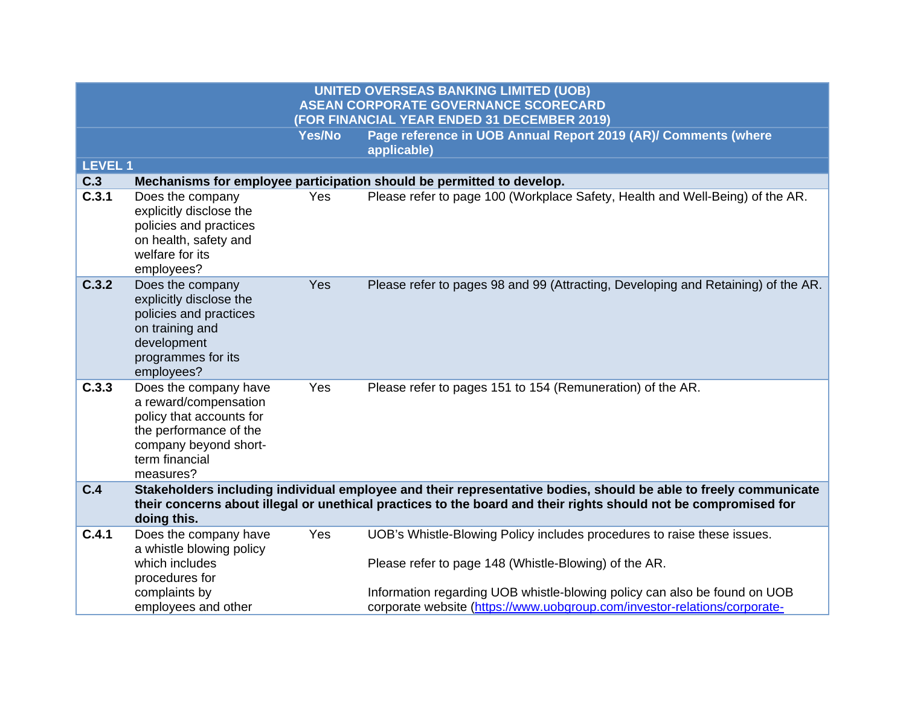| UNITED OVERSEAS BANKING LIMITED (UOB) ASEAN CORPORATE GOVERNANCE SCORECARD (FOR FINANCIAL YEAR ENDED 31 DECEMBER 2019) | | | |
|---|---|---|---|
| | | **Yes/No** | **Page reference in UOB Annual Report 2019 (AR)/ Comments (where applicable)** |
| **LEVEL 1** | | | |
| **C.3** | **Mechanisms for employee participation should be permitted to develop.** | | |
| **C.3.1** | Does the company explicitly disclose the policies and practices on health, safety and welfare for its employees? | Yes | Please refer to page 100 (Workplace Safety, Health and Well-Being) of the AR. |
| **C.3.2** | Does the company explicitly disclose the policies and practices on training and development programmes for its employees? | Yes | Please refer to pages 98 and 99 (Attracting, Developing and Retaining) of the AR. |
| **C.3.3** | Does the company have a reward/compensation policy that accounts for the performance of the company beyond short-term financial measures? | Yes | Please refer to pages 151 to 154 (Remuneration) of the AR. |
| **C.4** | **Stakeholders including individual employee and their representative bodies, should be able to freely communicate their concerns about illegal or unethical practices to the board and their rights should not be compromised for doing this.** | | |
| **C.4.1** | Does the company have a whistle blowing policy which includes procedures for complaints by employees and other | Yes | UOB's Whistle-Blowing Policy includes procedures to raise these issues.<br><br>Please refer to page 148 (Whistle-Blowing) of the AR.<br><br>Information regarding UOB whistle-blowing policy can also be found on UOB corporate website (https://www.uobgroup.com/investor-relations/corporate- |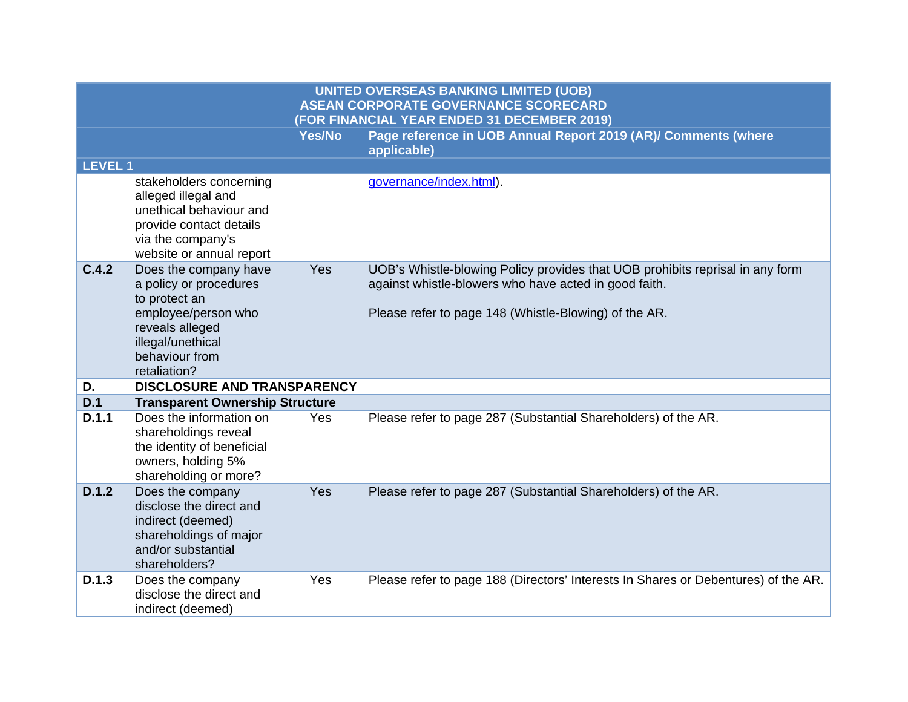| UNITED OVERSEAS BANKING LIMITED (UOB) ASEAN CORPORATE GOVERNANCE SCORECARD (FOR FINANCIAL YEAR ENDED 31 DECEMBER 2019) | | | |
|---|---|---|---|
| | | Yes/No | Page reference in UOB Annual Report 2019 (AR)/ Comments (where applicable) |
| **LEVEL 1** | | | |
| | stakeholders concerning alleged illegal and unethical behaviour and provide contact details via the company's website or annual report | | governance/index.html). |
| **C.4.2** | Does the company have a policy or procedures to protect an employee/person who reveals alleged illegal/unethical behaviour from retaliation? | Yes | UOB's Whistle-blowing Policy provides that UOB prohibits reprisal in any form against whistle-blowers who have acted in good faith.<br><br>Please refer to page 148 (Whistle-Blowing) of the AR. |
| **D.** | **DISCLOSURE AND TRANSPARENCY** | | |
| **D.1** | **Transparent Ownership Structure** | | |
| **D.1.1** | Does the information on shareholdings reveal the identity of beneficial owners, holding 5% shareholding or more? | Yes | Please refer to page 287 (Substantial Shareholders) of the AR. |
| **D.1.2** | Does the company disclose the direct and indirect (deemed) shareholdings of major and/or substantial shareholders? | Yes | Please refer to page 287 (Substantial Shareholders) of the AR. |
| **D.1.3** | Does the company disclose the direct and indirect (deemed) | Yes | Please refer to page 188 (Directors' Interests In Shares or Debentures) of the AR. |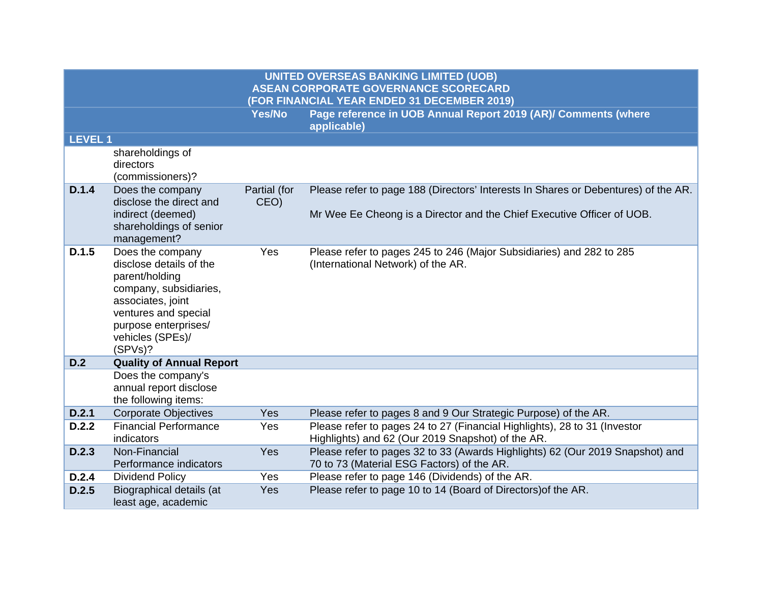| | | Yes/No | Page reference in UOB Annual Report 2019 (AR)/ Comments (where applicable) |
|---|---|---|---|
| **UNITED OVERSEAS BANKING LIMITED (UOB) ASEAN CORPORATE GOVERNANCE SCORECARD (FOR FINANCIAL YEAR ENDED 31 DECEMBER 2019)** | | | |
| **LEVEL 1** | | | |
| | shareholdings of directors (commissioners)? | | |
| **D.1.4** | Does the company disclose the direct and indirect (deemed) shareholdings of senior management? | Partial (for CEO) | Please refer to page 188 (Directors' Interests In Shares or Debentures) of the AR.<br><br>Mr Wee Ee Cheong is a Director and the Chief Executive Officer of UOB. |
| **D.1.5** | Does the company disclose details of the parent/holding company, subsidiaries, associates, joint ventures and special purpose enterprises/ vehicles (SPEs)/ (SPVs)? | Yes | Please refer to pages 245 to 246 (Major Subsidiaries) and 282 to 285 (International Network) of the AR. |
| **D.2** | **Quality of Annual Report** | | |
| | Does the company's annual report disclose the following items: | | |
| **D.2.1** | Corporate Objectives | Yes | Please refer to pages 8 and 9 Our Strategic Purpose) of the AR. |
| **D.2.2** | Financial Performance indicators | Yes | Please refer to pages 24 to 27 (Financial Highlights), 28 to 31 (Investor Highlights) and 62 (Our 2019 Snapshot) of the AR. |
| **D.2.3** | Non-Financial Performance indicators | Yes | Please refer to pages 32 to 33 (Awards Highlights) 62 (Our 2019 Snapshot) and 70 to 73 (Material ESG Factors) of the AR. |
| **D.2.4** | Dividend Policy | Yes | Please refer to page 146 (Dividends) of the AR. |
| **D.2.5** | Biographical details (at least age, academic | Yes | Please refer to page 10 to 14 (Board of Directors)of the AR. |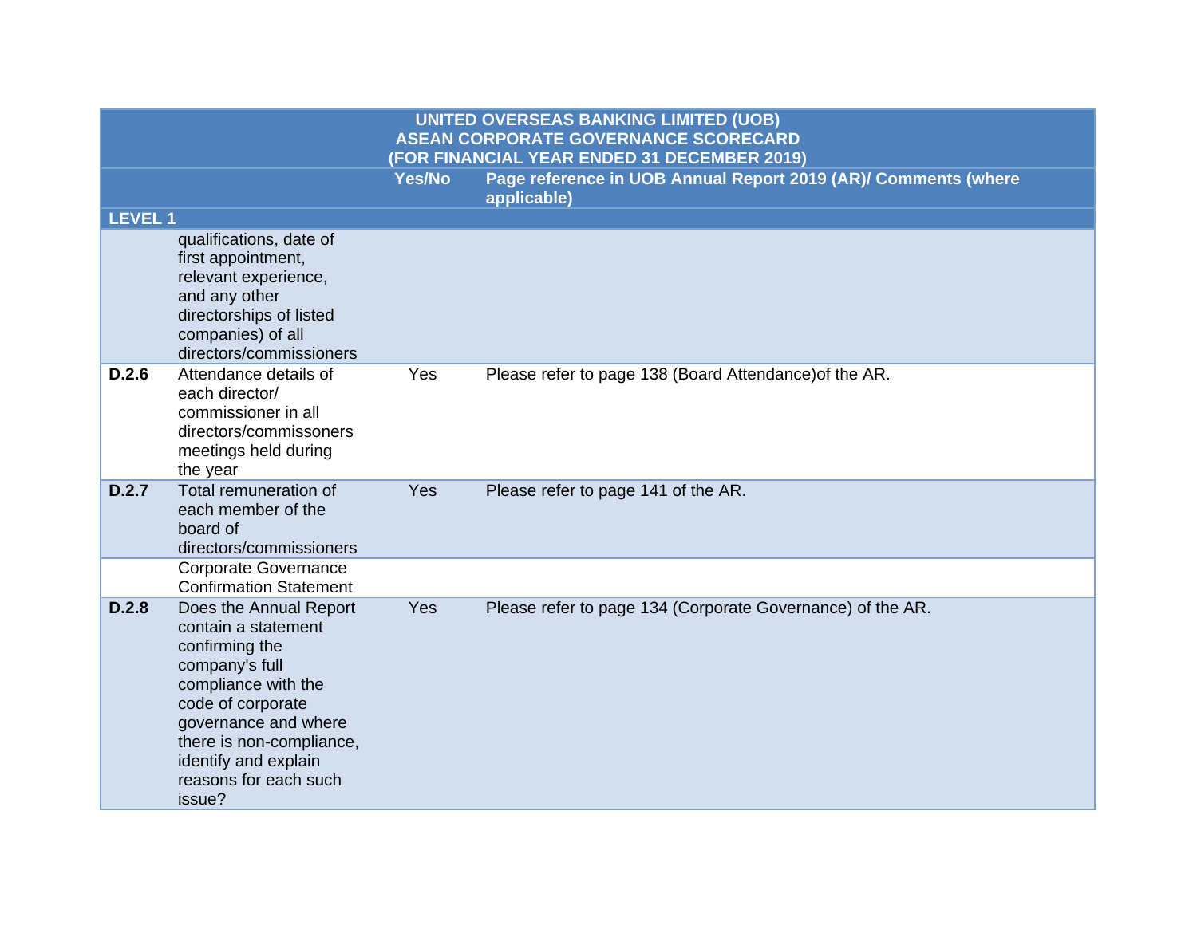| UNITED OVERSEAS BANKING LIMITED (UOB) ASEAN CORPORATE GOVERNANCE SCORECARD (FOR FINANCIAL YEAR ENDED 31 DECEMBER 2019) | | | |
|---|---|---|---|
| | | Yes/No | Page reference in UOB Annual Report 2019 (AR)/ Comments (where applicable) |
| **LEVEL 1** | | | |
| | qualifications, date of first appointment, relevant experience, and any other directorships of listed companies) of all directors/commissioners | | |
| **D.2.6** | Attendance details of each director/ commissioner in all directors/commissoners meetings held during the year | Yes | Please refer to page 138 (Board Attendance)of the AR. |
| **D.2.7** | Total remuneration of each member of the board of directors/commissioners | Yes | Please refer to page 141 of the AR. |
| | Corporate Governance Confirmation Statement | | |
| **D.2.8** | Does the Annual Report contain a statement confirming the company's full compliance with the code of corporate governance and where there is non-compliance, identify and explain reasons for each such issue? | Yes | Please refer to page 134 (Corporate Governance) of the AR. |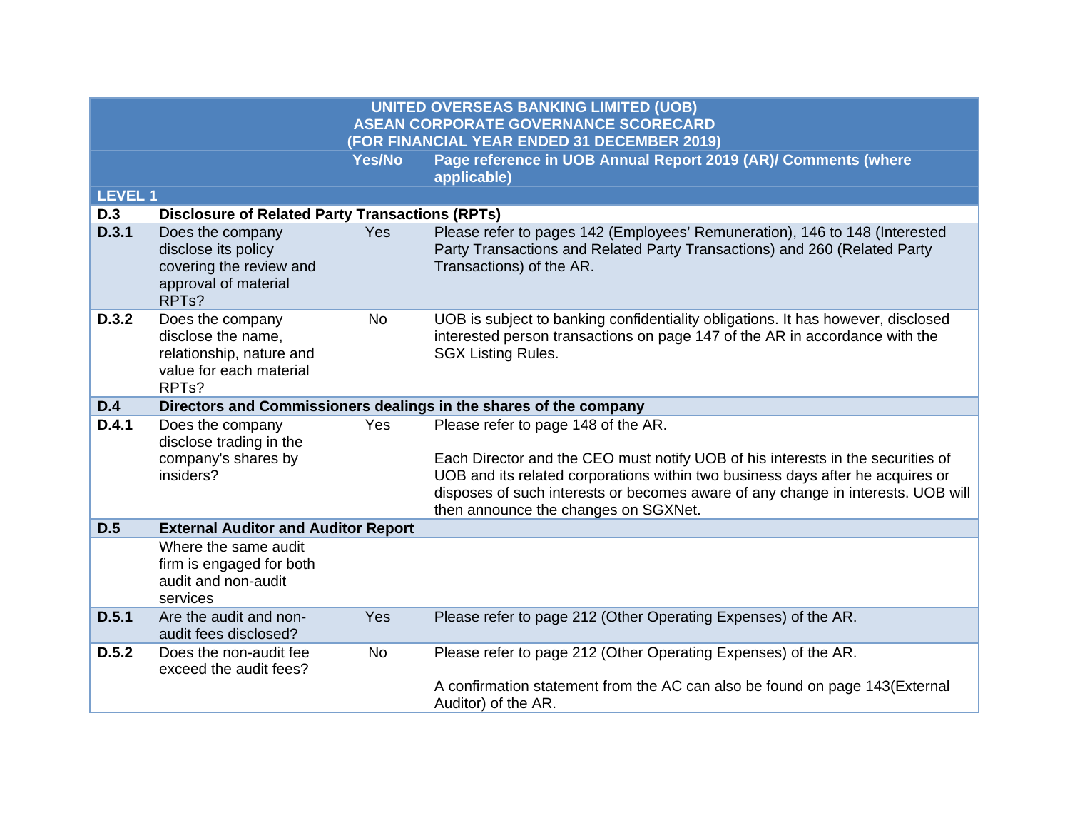| UNITED OVERSEAS BANKING LIMITED (UOB)<br>ASEAN CORPORATE GOVERNANCE SCORECARD<br>(FOR FINANCIAL YEAR ENDED 31 DECEMBER 2019) | | | |
|---|---|---|---|
| | | **Yes/No** | **Page reference in UOB Annual Report 2019 (AR)/ Comments (where applicable)** |
| **LEVEL 1** | | | |
| **D.3** | **Disclosure of Related Party Transactions (RPTs)** | | |
| **D.3.1** | Does the company disclose its policy covering the review and approval of material RPTs? | Yes | Please refer to pages 142 (Employees' Remuneration), 146 to 148 (Interested Party Transactions and Related Party Transactions) and 260 (Related Party Transactions) of the AR. |
| **D.3.2** | Does the company disclose the name, relationship, nature and value for each material RPTs? | No | UOB is subject to banking confidentiality obligations. It has however, disclosed interested person transactions on page 147 of the AR in accordance with the SGX Listing Rules. |
| **D.4** | **Directors and Commissioners dealings in the shares of the company** | | |
| **D.4.1** | Does the company disclose trading in the company's shares by insiders? | Yes | Please refer to page 148 of the AR.<br><br>Each Director and the CEO must notify UOB of his interests in the securities of UOB and its related corporations within two business days after he acquires or disposes of such interests or becomes aware of any change in interests. UOB will then announce the changes on SGXNet. |
| **D.5** | **External Auditor and Auditor Report** | | |
| | Where the same audit firm is engaged for both audit and non-audit services | | |
| **D.5.1** | Are the audit and non-audit fees disclosed? | Yes | Please refer to page 212 (Other Operating Expenses) of the AR. |
| **D.5.2** | Does the non-audit fee exceed the audit fees? | No | Please refer to page 212 (Other Operating Expenses) of the AR.<br><br>A confirmation statement from the AC can also be found on page 143(External Auditor) of the AR. |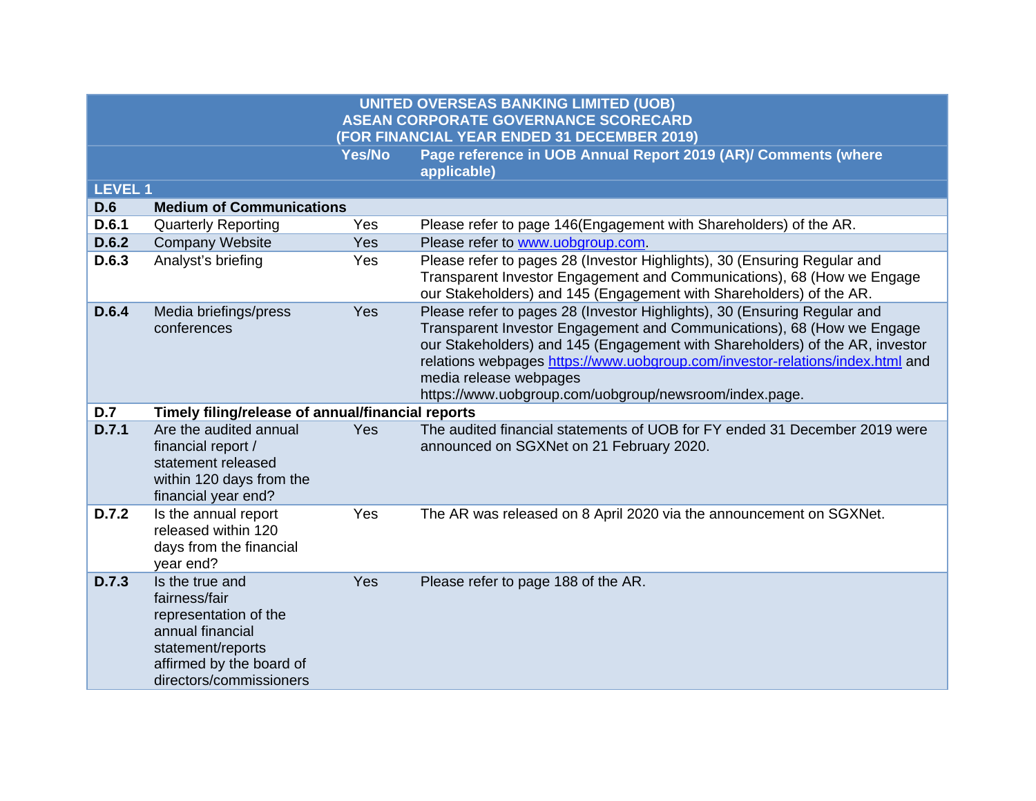| | | Yes/No | Page reference in UOB Annual Report 2019 (AR)/ Comments (where applicable) |
|---|---|---|---|
| **UNITED OVERSEAS BANKING LIMITED (UOB) ASEAN CORPORATE GOVERNANCE SCORECARD (FOR FINANCIAL YEAR ENDED 31 DECEMBER 2019)** | | | |
| **LEVEL 1** | | | |
| **D.6** | **Medium of Communications** | | |
| **D.6.1** | Quarterly Reporting | Yes | Please refer to page 146(Engagement with Shareholders) of the AR. |
| **D.6.2** | Company Website | Yes | Please refer to www.uobgroup.com. |
| **D.6.3** | Analyst's briefing | Yes | Please refer to pages 28 (Investor Highlights), 30 (Ensuring Regular and Transparent Investor Engagement and Communications), 68 (How we Engage our Stakeholders) and 145 (Engagement with Shareholders) of the AR. |
| **D.6.4** | Media briefings/press conferences | Yes | Please refer to pages 28 (Investor Highlights), 30 (Ensuring Regular and Transparent Investor Engagement and Communications), 68 (How we Engage our Stakeholders) and 145 (Engagement with Shareholders) of the AR, investor relations webpages https://www.uobgroup.com/investor-relations/index.html and media release webpages https://www.uobgroup.com/uobgroup/newsroom/index.page. |
| **D.7** | **Timely filing/release of annual/financial reports** | | |
| **D.7.1** | Are the audited annual financial report / statement released within 120 days from the financial year end? | Yes | The audited financial statements of UOB for FY ended 31 December 2019 were announced on SGXNet on 21 February 2020. |
| **D.7.2** | Is the annual report released within 120 days from the financial year end? | Yes | The AR was released on 8 April 2020 via the announcement on SGXNet. |
| **D.7.3** | Is the true and fairness/fair representation of the annual financial statement/reports affirmed by the board of directors/commissioners | Yes | Please refer to page 188 of the AR. |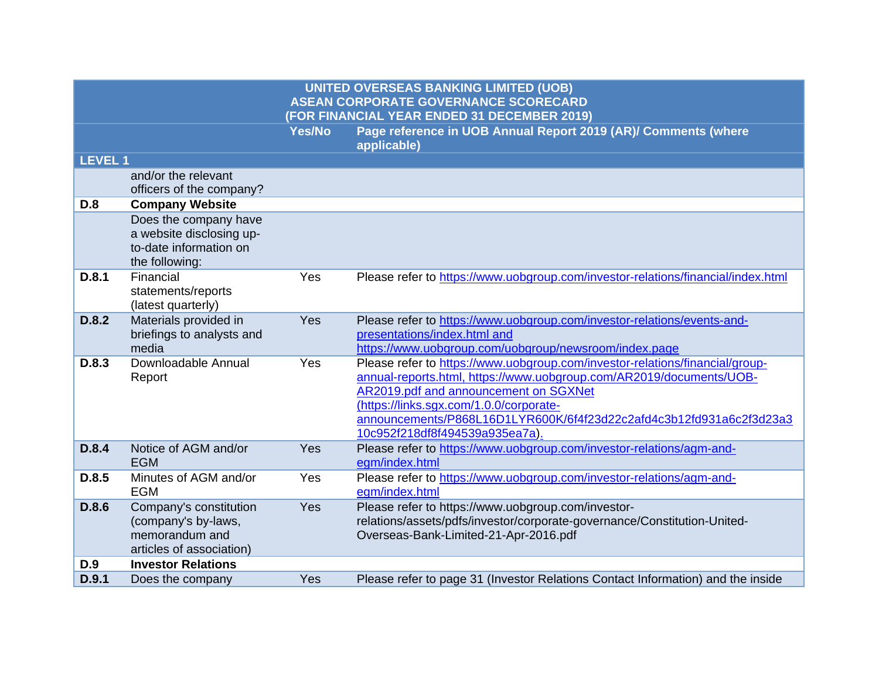| UNITED OVERSEAS BANKING LIMITED (UOB) ASEAN CORPORATE GOVERNANCE SCORECARD (FOR FINANCIAL YEAR ENDED 31 DECEMBER 2019) | | | |
|---|---|---|---|
| | | Yes/No | Page reference in UOB Annual Report 2019 (AR)/ Comments (where applicable) |
| **LEVEL 1** | | | |
| | and/or the relevant officers of the company? | | |
| **D.8** | **Company Website** | | |
| | Does the company have a website disclosing up-to-date information on the following: | | |
| **D.8.1** | Financial statements/reports (latest quarterly) | Yes | Please refer to https://www.uobgroup.com/investor-relations/financial/index.html |
| **D.8.2** | Materials provided in briefings to analysts and media | Yes | Please refer to https://www.uobgroup.com/investor-relations/events-and-presentations/index.html and https://www.uobgroup.com/uobgroup/newsroom/index.page |
| **D.8.3** | Downloadable Annual Report | Yes | Please refer to https://www.uobgroup.com/investor-relations/financial/group-annual-reports.html, https://www.uobgroup.com/AR2019/documents/UOB-AR2019.pdf and announcement on SGXNet (https://links.sgx.com/1.0.0/corporate-announcements/P868L16D1LYR600K/6f4f23d22c2afd4c3b12fd931a6c2f3d23a310c952f218df8f494539a935ea7a). |
| **D.8.4** | Notice of AGM and/or EGM | Yes | Please refer to https://www.uobgroup.com/investor-relations/agm-and-egm/index.html |
| **D.8.5** | Minutes of AGM and/or EGM | Yes | Please refer to https://www.uobgroup.com/investor-relations/agm-and-egm/index.html |
| **D.8.6** | Company's constitution (company's by-laws, memorandum and articles of association) | Yes | Please refer to https://www.uobgroup.com/investor-relations/assets/pdfs/investor/corporate-governance/Constitution-United-Overseas-Bank-Limited-21-Apr-2016.pdf |
| **D.9** | **Investor Relations** | | |
| **D.9.1** | Does the company | Yes | Please refer to page 31 (Investor Relations Contact Information) and the inside |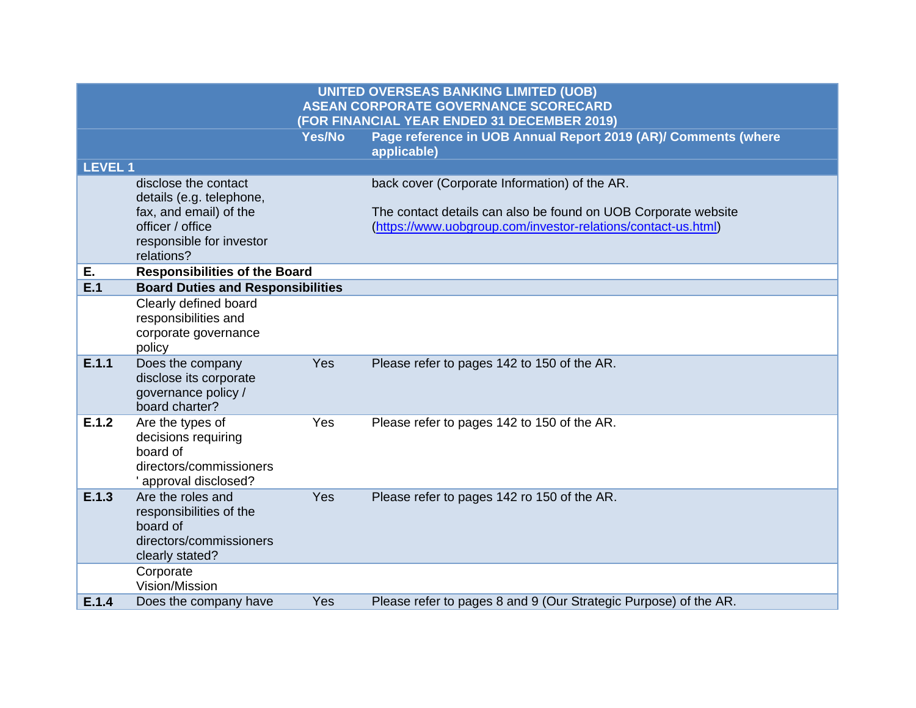| UNITED OVERSEAS BANKING LIMITED (UOB) ASEAN CORPORATE GOVERNANCE SCORECARD (FOR FINANCIAL YEAR ENDED 31 DECEMBER 2019) | | | |
|---|---|---|---|
| | | Yes/No | Page reference in UOB Annual Report 2019 (AR)/ Comments (where applicable) |
| LEVEL 1 | | | |
| | disclose the contact details (e.g. telephone, fax, and email) of the officer / office responsible for investor relations? | | back cover (Corporate Information) of the AR.<br><br>The contact details can also be found on UOB Corporate website (https://www.uobgroup.com/investor-relations/contact-us.html) |
| **E.** | **Responsibilities of the Board** | | |
| **E.1** | **Board Duties and Responsibilities** | | |
| | Clearly defined board responsibilities and corporate governance policy | | |
| **E.1.1** | Does the company disclose its corporate governance policy / board charter? | Yes | Please refer to pages 142 to 150 of the AR. |
| **E.1.2** | Are the types of decisions requiring board of directors/commissioners' approval disclosed? | Yes | Please refer to pages 142 to 150 of the AR. |
| **E.1.3** | Are the roles and responsibilities of the board of directors/commissioners clearly stated? | Yes | Please refer to pages 142 ro 150 of the AR. |
| | Corporate Vision/Mission | | |
| **E.1.4** | Does the company have | Yes | Please refer to pages 8 and 9 (Our Strategic Purpose) of the AR. |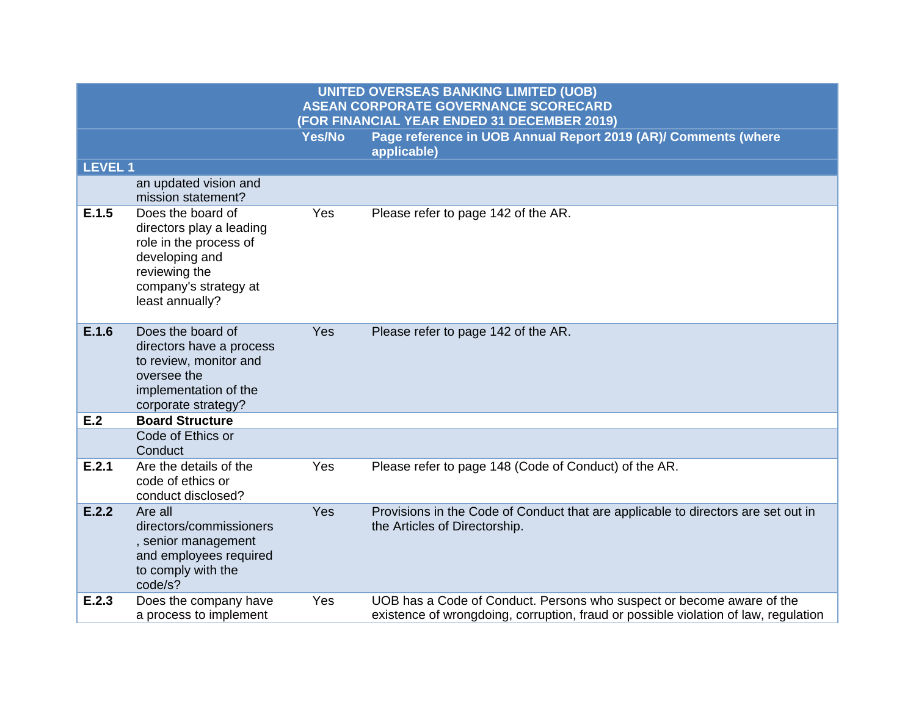| UNITED OVERSEAS BANKING LIMITED (UOB) ASEAN CORPORATE GOVERNANCE SCORECARD (FOR FINANCIAL YEAR ENDED 31 DECEMBER 2019) | | | |
|---|---|---|---|
| | | **Yes/No** | **Page reference in UOB Annual Report 2019 (AR)/ Comments (where applicable)** |
| **LEVEL 1** | | | |
| | an updated vision and mission statement? | | |
| **E.1.5** | Does the board of directors play a leading role in the process of developing and reviewing the company's strategy at least annually? | Yes | Please refer to page 142 of the AR. |
| **E.1.6** | Does the board of directors have a process to review, monitor and oversee the implementation of the corporate strategy? | Yes | Please refer to page 142 of the AR. |
| **E.2** | **Board Structure** | | |
| | Code of Ethics or Conduct | | |
| **E.2.1** | Are the details of the code of ethics or conduct disclosed? | Yes | Please refer to page 148 (Code of Conduct) of the AR. |
| **E.2.2** | Are all directors/commissioners, senior management and employees required to comply with the code/s? | Yes | Provisions in the Code of Conduct that are applicable to directors are set out in the Articles of Directorship. |
| **E.2.3** | Does the company have a process to implement | Yes | UOB has a Code of Conduct. Persons who suspect or become aware of the existence of wrongdoing, corruption, fraud or possible violation of law, regulation |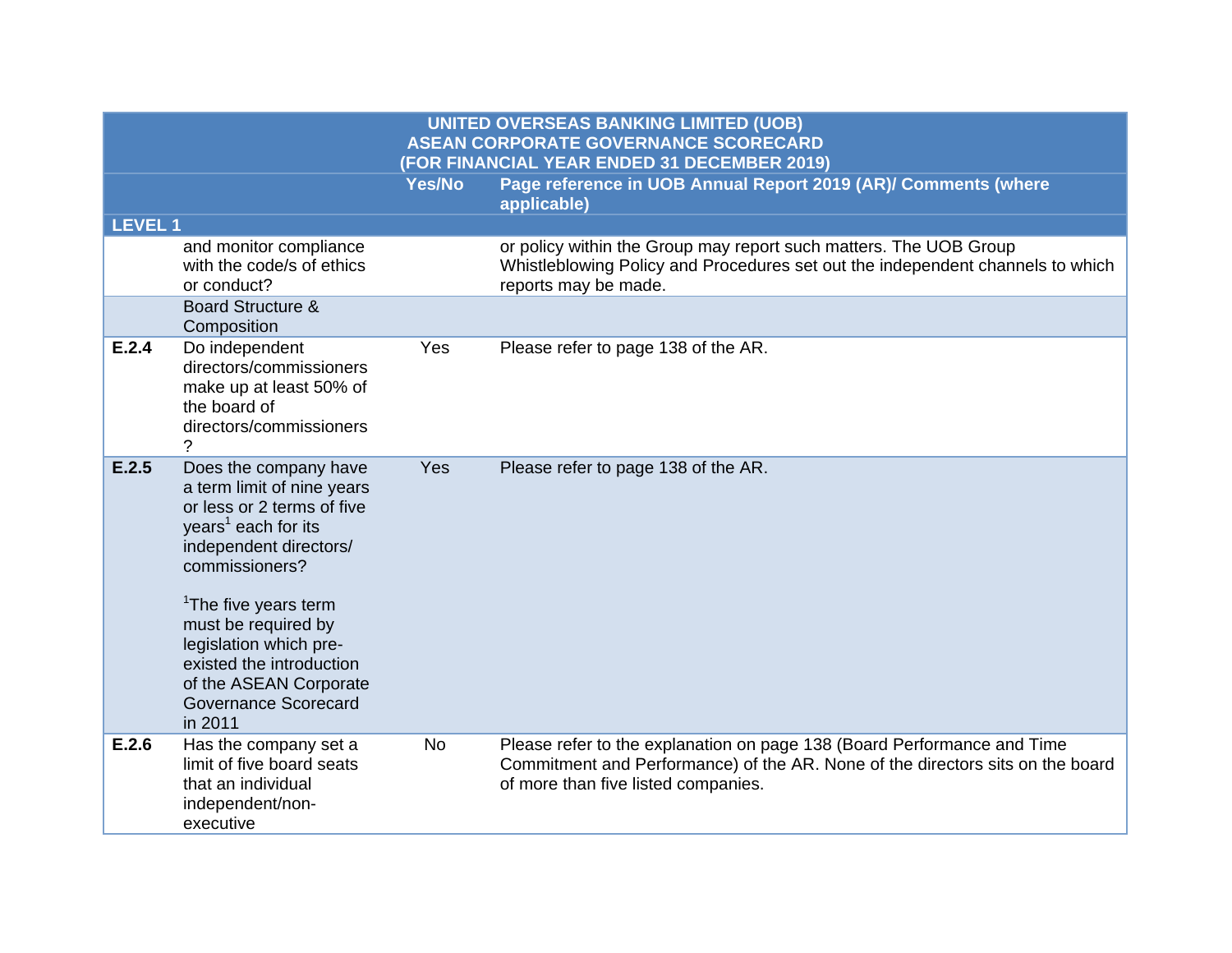| UNITED OVERSEAS BANKING LIMITED (UOB) ASEAN CORPORATE GOVERNANCE SCORECARD (FOR FINANCIAL YEAR ENDED 31 DECEMBER 2019) | | | |
|---|---|---|---|
| | | **Yes/No** | **Page reference in UOB Annual Report 2019 (AR)/ Comments (where applicable)** |
| **LEVEL 1** | | | |
| | and monitor compliance with the code/s of ethics or conduct? | | or policy within the Group may report such matters. The UOB Group Whistleblowing Policy and Procedures set out the independent channels to which reports may be made. |
| | Board Structure & Composition | | |
| **E.2.4** | Do independent directors/commissioners make up at least 50% of the board of directors/commissioners? | Yes | Please refer to page 138 of the AR. |
| **E.2.5** | Does the company have a term limit of nine years or less or 2 terms of five years[1] each for its independent directors/ commissioners?<br><br>[1]The five years term must be required by legislation which pre-existed the introduction of the ASEAN Corporate Governance Scorecard in 2011 | Yes | Please refer to page 138 of the AR. |
| **E.2.6** | Has the company set a limit of five board seats that an individual independent/non-executive | No | Please refer to the explanation on page 138 (Board Performance and Time Commitment and Performance) of the AR. None of the directors sits on the board of more than five listed companies. |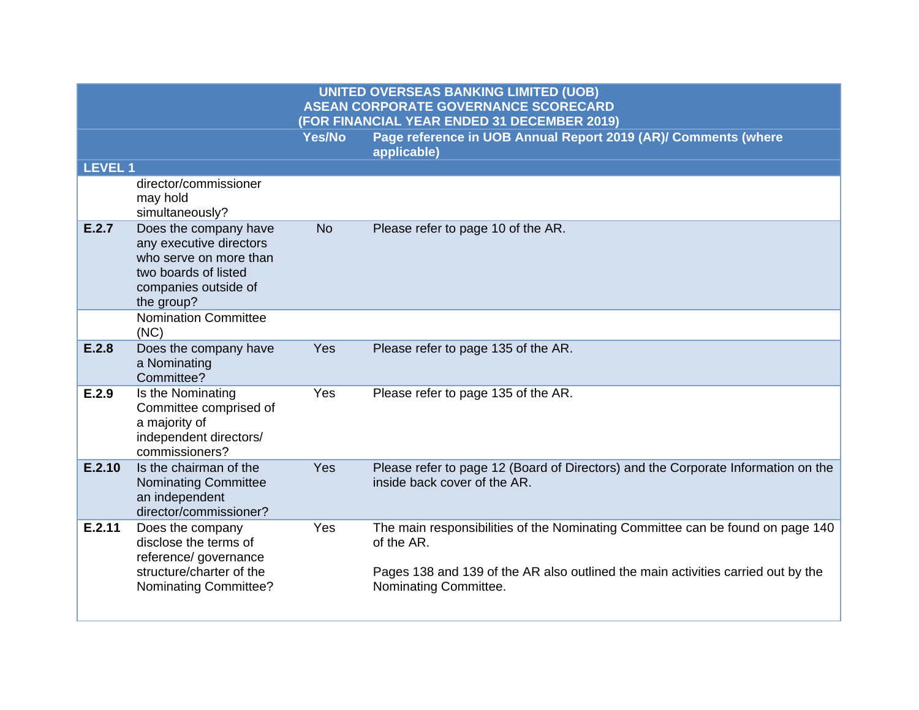| UNITED OVERSEAS BANKING LIMITED (UOB) ASEAN CORPORATE GOVERNANCE SCORECARD (FOR FINANCIAL YEAR ENDED 31 DECEMBER 2019) | | | |
|---|---|---|---|
| | | Yes/No | Page reference in UOB Annual Report 2019 (AR)/ Comments (where applicable) |
| LEVEL 1 | | | |
| | director/commissioner may hold simultaneously? | | |
| E.2.7 | Does the company have any executive directors who serve on more than two boards of listed companies outside of the group? | No | Please refer to page 10 of the AR. |
| | Nomination Committee (NC) | | |
| E.2.8 | Does the company have a Nominating Committee? | Yes | Please refer to page 135 of the AR. |
| E.2.9 | Is the Nominating Committee comprised of a majority of independent directors/ commissioners? | Yes | Please refer to page 135 of the AR. |
| E.2.10 | Is the chairman of the Nominating Committee an independent director/commissioner? | Yes | Please refer to page 12 (Board of Directors) and the Corporate Information on the inside back cover of the AR. |
| E.2.11 | Does the company disclose the terms of reference/ governance structure/charter of the Nominating Committee? | Yes | The main responsibilities of the Nominating Committee can be found on page 140 of the AR.<br><br>Pages 138 and 139 of the AR also outlined the main activities carried out by the Nominating Committee. |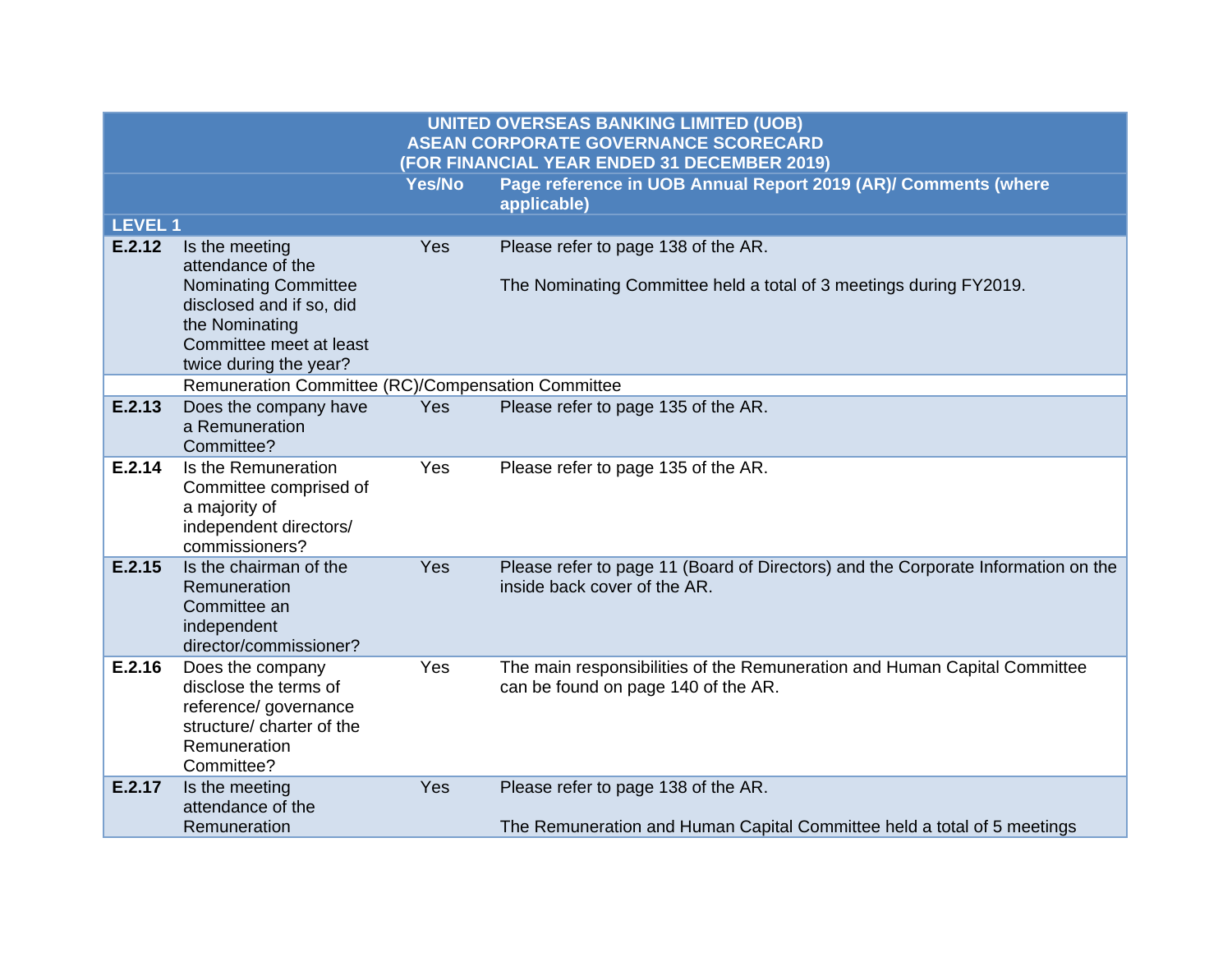| UNITED OVERSEAS BANKING LIMITED (UOB) ASEAN CORPORATE GOVERNANCE SCORECARD (FOR FINANCIAL YEAR ENDED 31 DECEMBER 2019) | | | |
|---|---|---|---|
| | | **Yes/No** | **Page reference in UOB Annual Report 2019 (AR)/ Comments (where applicable)** |
| **LEVEL 1** | | | |
| **E.2.12** | Is the meeting attendance of the Nominating Committee disclosed and if so, did the Nominating Committee meet at least twice during the year? | Yes | Please refer to page 138 of the AR.<br><br>The Nominating Committee held a total of 3 meetings during FY2019. |
| | Remuneration Committee (RC)/Compensation Committee | | |
| **E.2.13** | Does the company have a Remuneration Committee? | Yes | Please refer to page 135 of the AR. |
| **E.2.14** | Is the Remuneration Committee comprised of a majority of independent directors/ commissioners? | Yes | Please refer to page 135 of the AR. |
| **E.2.15** | Is the chairman of the Remuneration Committee an independent director/commissioner? | Yes | Please refer to page 11 (Board of Directors) and the Corporate Information on the inside back cover of the AR. |
| **E.2.16** | Does the company disclose the terms of reference/ governance structure/ charter of the Remuneration Committee? | Yes | The main responsibilities of the Remuneration and Human Capital Committee can be found on page 140 of the AR. |
| **E.2.17** | Is the meeting attendance of the Remuneration | Yes | Please refer to page 138 of the AR.<br><br>The Remuneration and Human Capital Committee held a total of 5 meetings |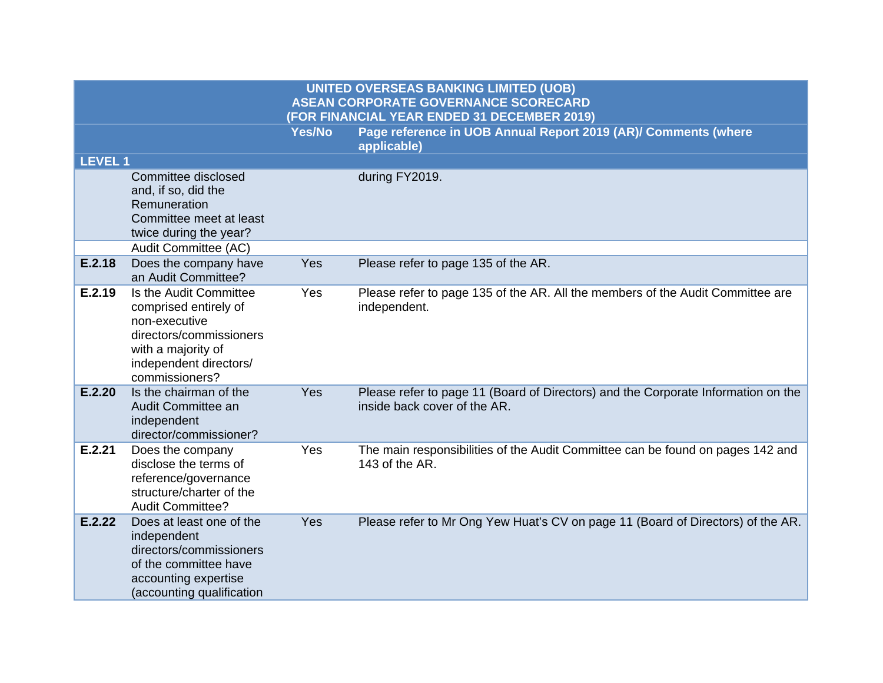| UNITED OVERSEAS BANKING LIMITED (UOB) ASEAN CORPORATE GOVERNANCE SCORECARD (FOR FINANCIAL YEAR ENDED 31 DECEMBER 2019) | | | |
|---|---|---|---|
| | | Yes/No | Page reference in UOB Annual Report 2019 (AR)/ Comments (where applicable) |
| **LEVEL 1** | | | |
| | Committee disclosed and, if so, did the Remuneration Committee meet at least twice during the year? | | during FY2019. |
| | Audit Committee (AC) | | |
| **E.2.18** | Does the company have an Audit Committee? | Yes | Please refer to page 135 of the AR. |
| **E.2.19** | Is the Audit Committee comprised entirely of non-executive directors/commissioners with a majority of independent directors/ commissioners? | Yes | Please refer to page 135 of the AR. All the members of the Audit Committee are independent. |
| **E.2.20** | Is the chairman of the Audit Committee an independent director/commissioner? | Yes | Please refer to page 11 (Board of Directors) and the Corporate Information on the inside back cover of the AR. |
| **E.2.21** | Does the company disclose the terms of reference/governance structure/charter of the Audit Committee? | Yes | The main responsibilities of the Audit Committee can be found on pages 142 and 143 of the AR. |
| **E.2.22** | Does at least one of the independent directors/commissioners of the committee have accounting expertise (accounting qualification | Yes | Please refer to Mr Ong Yew Huat's CV on page 11 (Board of Directors) of the AR. |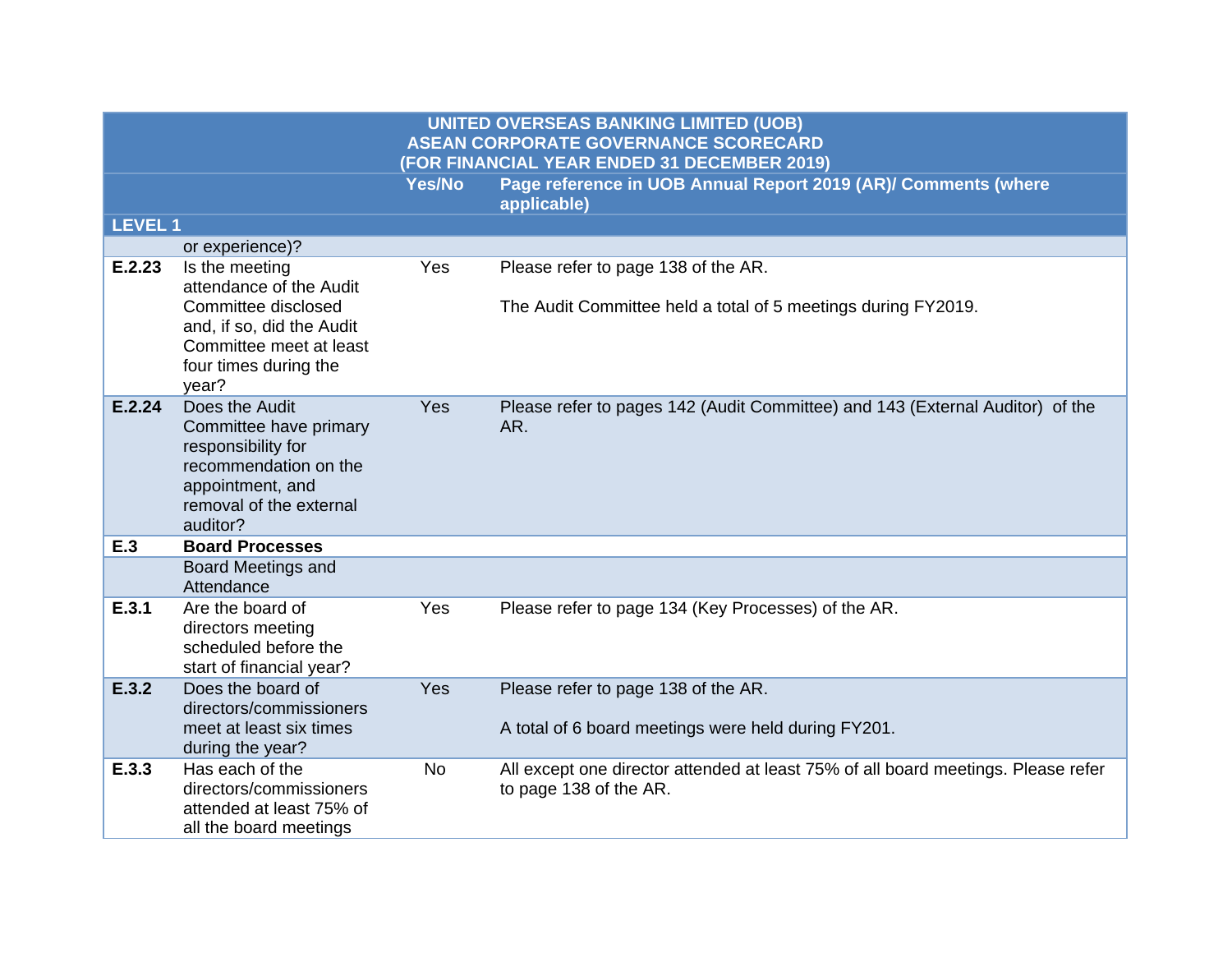| UNITED OVERSEAS BANKING LIMITED (UOB) ASEAN CORPORATE GOVERNANCE SCORECARD (FOR FINANCIAL YEAR ENDED 31 DECEMBER 2019) | | | |
|---|---|---|---|
| | | Yes/No | Page reference in UOB Annual Report 2019 (AR)/ Comments (where applicable) |
| **LEVEL 1** | | | |
| | or experience)? | | |
| **E.2.23** | Is the meeting attendance of the Audit Committee disclosed and, if so, did the Audit Committee meet at least four times during the year? | Yes | Please refer to page 138 of the AR.<br><br>The Audit Committee held a total of 5 meetings during FY2019. |
| **E.2.24** | Does the Audit Committee have primary responsibility for recommendation on the appointment, and removal of the external auditor? | Yes | Please refer to pages 142 (Audit Committee) and 143 (External Auditor) of the AR. |
| **E.3** | **Board Processes** | | |
| | Board Meetings and Attendance | | |
| **E.3.1** | Are the board of directors meeting scheduled before the start of financial year? | Yes | Please refer to page 134 (Key Processes) of the AR. |
| **E.3.2** | Does the board of directors/commissioners meet at least six times during the year? | Yes | Please refer to page 138 of the AR.<br><br>A total of 6 board meetings were held during FY201. |
| **E.3.3** | Has each of the directors/commissioners attended at least 75% of all the board meetings | No | All except one director attended at least 75% of all board meetings. Please refer to page 138 of the AR. |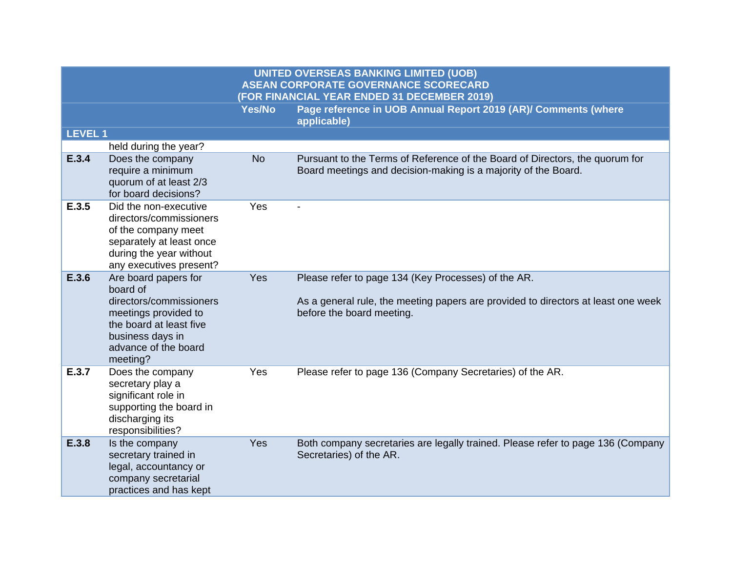| UNITED OVERSEAS BANKING LIMITED (UOB) ASEAN CORPORATE GOVERNANCE SCORECARD (FOR FINANCIAL YEAR ENDED 31 DECEMBER 2019) | | | |
|---|---|---|---|
| | | **Yes/No** | **Page reference in UOB Annual Report 2019 (AR)/ Comments (where applicable)** |
| **LEVEL 1** | | | |
| | held during the year? | | |
| **E.3.4** | Does the company require a minimum quorum of at least 2/3 for board decisions? | No | Pursuant to the Terms of Reference of the Board of Directors, the quorum for Board meetings and decision-making is a majority of the Board. |
| **E.3.5** | Did the non-executive directors/commissioners of the company meet separately at least once during the year without any executives present? | Yes | - |
| **E.3.6** | Are board papers for board of directors/commissioners meetings provided to the board at least five business days in advance of the board meeting? | Yes | Please refer to page 134 (Key Processes) of the AR.<br><br>As a general rule, the meeting papers are provided to directors at least one week before the board meeting. |
| **E.3.7** | Does the company secretary play a significant role in supporting the board in discharging its responsibilities? | Yes | Please refer to page 136 (Company Secretaries) of the AR. |
| **E.3.8** | Is the company secretary trained in legal, accountancy or company secretarial practices and has kept | Yes | Both company secretaries are legally trained. Please refer to page 136 (Company Secretaries) of the AR. |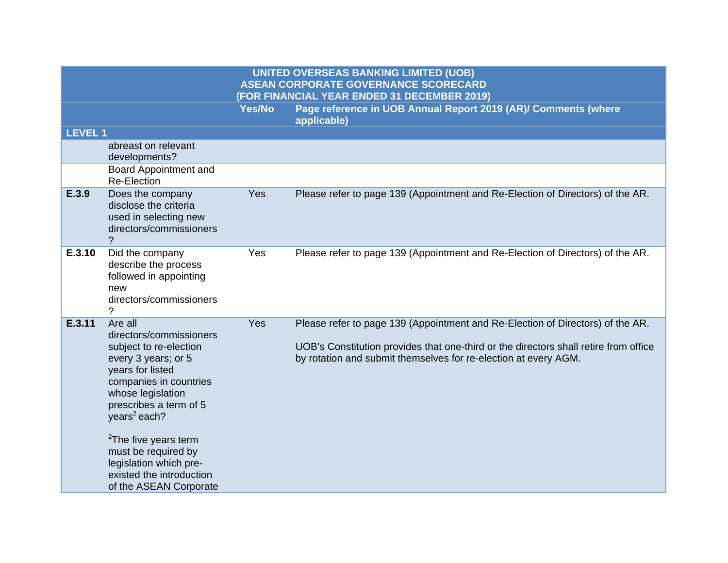| UNITED OVERSEAS BANKING LIMITED (UOB) ASEAN CORPORATE GOVERNANCE SCORECARD (FOR FINANCIAL YEAR ENDED 31 DECEMBER 2019) | | | |
|---|---|---|---|
| | | Yes/No | Page reference in UOB Annual Report 2019 (AR)/ Comments (where applicable) |
| LEVEL 1 | | | |
| | abreast on relevant developments? | | |
| | Board Appointment and Re-Election | | |
| E.3.9 | Does the company disclose the criteria used in selecting new directors/commissioners? | Yes | Please refer to page 139 (Appointment and Re-Election of Directors) of the AR. |
| E.3.10 | Did the company describe the process followed in appointing new directors/commissioners? | Yes | Please refer to page 139 (Appointment and Re-Election of Directors) of the AR. |
| E.3.11 | Are all directors/commissioners subject to re-election every 3 years; or 5 years for listed companies in countries whose legislation prescribes a term of 5 years[2] each?<br><br>[2]The five years term must be required by legislation which pre-existed the introduction of the ASEAN Corporate | Yes | Please refer to page 139 (Appointment and Re-Election of Directors) of the AR.<br><br>UOB's Constitution provides that one-third or the directors shall retire from office by rotation and submit themselves for re-election at every AGM. |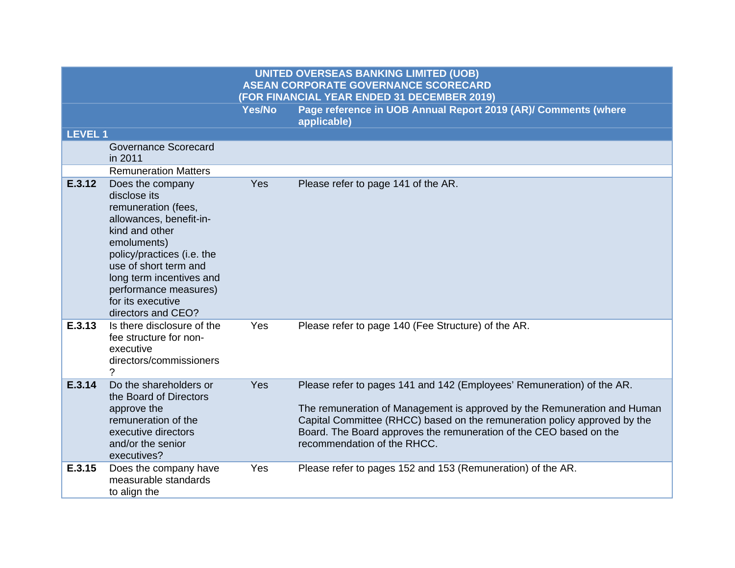| | UNITED OVERSEAS BANKING LIMITED (UOB) ASEAN CORPORATE GOVERNANCE SCORECARD (FOR FINANCIAL YEAR ENDED 31 DECEMBER 2019) | | |
|---|---|---|---|
| | | Yes/No | Page reference in UOB Annual Report 2019 (AR)/ Comments (where applicable) |
| LEVEL 1 | | | |
| | Governance Scorecard in 2011 | | |
| | Remuneration Matters | | |
| E.3.12 | Does the company disclose its remuneration (fees, allowances, benefit-in-kind and other emoluments) policy/practices (i.e. the use of short term and long term incentives and performance measures) for its executive directors and CEO? | Yes | Please refer to page 141 of the AR. |
| E.3.13 | Is there disclosure of the fee structure for non-executive directors/commissioners ? | Yes | Please refer to page 140 (Fee Structure) of the AR. |
| E.3.14 | Do the shareholders or the Board of Directors approve the remuneration of the executive directors and/or the senior executives? | Yes | Please refer to pages 141 and 142 (Employees' Remuneration) of the AR.<br><br>The remuneration of Management is approved by the Remuneration and Human Capital Committee (RHCC) based on the remuneration policy approved by the Board. The Board approves the remuneration of the CEO based on the recommendation of the RHCC. |
| E.3.15 | Does the company have measurable standards to align the | Yes | Please refer to pages 152 and 153 (Remuneration) of the AR. |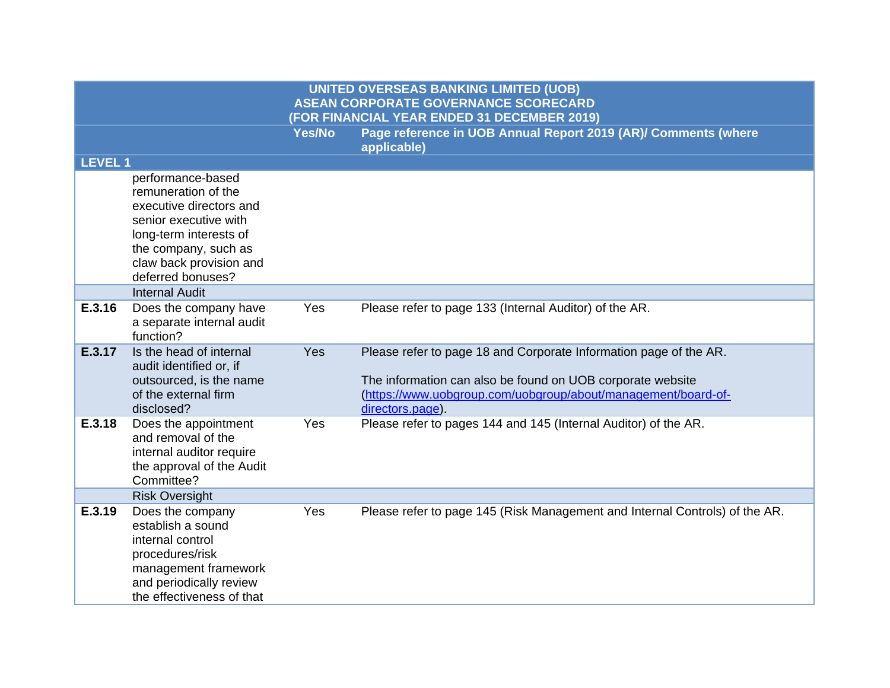| UNITED OVERSEAS BANKING LIMITED (UOB) ASEAN CORPORATE GOVERNANCE SCORECARD (FOR FINANCIAL YEAR ENDED 31 DECEMBER 2019) | | | |
|---|---|---|---|
| | | Yes/No | Page reference in UOB Annual Report 2019 (AR)/ Comments (where applicable) |
| LEVEL 1 | | | |
| | performance-based remuneration of the executive directors and senior executive with long-term interests of the company, such as claw back provision and deferred bonuses? | | |
| | Internal Audit | | |
| **E.3.16** | Does the company have a separate internal audit function? | Yes | Please refer to page 133 (Internal Auditor) of the AR. |
| **E.3.17** | Is the head of internal audit identified or, if outsourced, is the name of the external firm disclosed? | Yes | Please refer to page 18 and Corporate Information page of the AR.<br><br>The information can also be found on UOB corporate website ([https://www.uobgroup.com/uobgroup/about/management/board-of-directors.page](https://www.uobgroup.com/uobgroup/about/management/board-of-directors.page)). |
| **E.3.18** | Does the appointment and removal of the internal auditor require the approval of the Audit Committee? | Yes | Please refer to pages 144 and 145 (Internal Auditor) of the AR. |
| | Risk Oversight | | |
| **E.3.19** | Does the company establish a sound internal control procedures/risk management framework and periodically review the effectiveness of that | Yes | Please refer to page 145 (Risk Management and Internal Controls) of the AR. |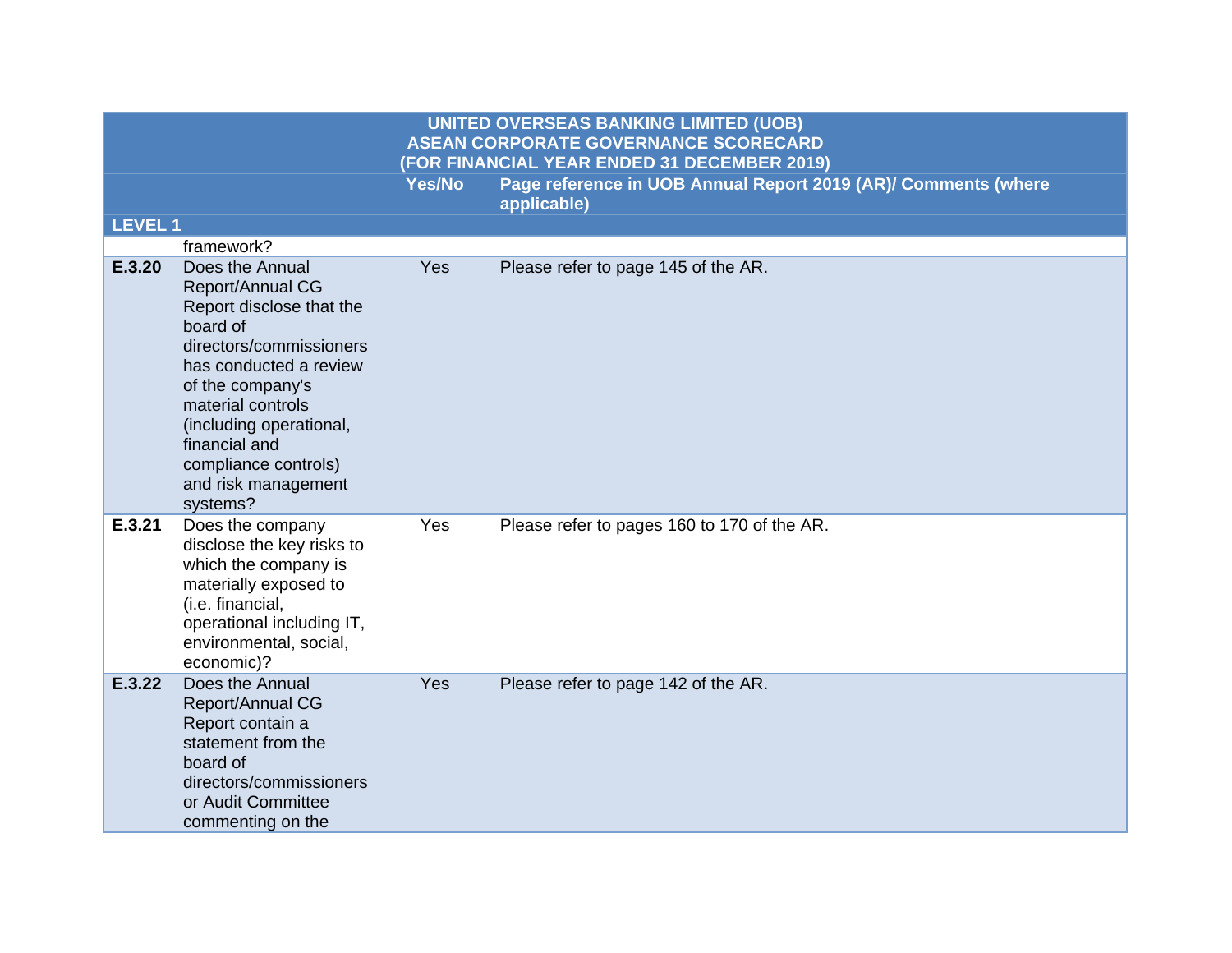| UNITED OVERSEAS BANKING LIMITED (UOB) ASEAN CORPORATE GOVERNANCE SCORECARD (FOR FINANCIAL YEAR ENDED 31 DECEMBER 2019) | | | |
|---|---|---|---|
| | | **Yes/No** | **Page reference in UOB Annual Report 2019 (AR)/ Comments (where applicable)** |
| **LEVEL 1** | | | |
| | framework? | | |
| **E.3.20** | Does the Annual Report/Annual CG Report disclose that the board of directors/commissioners has conducted a review of the company's material controls (including operational, financial and compliance controls) and risk management systems? | Yes | Please refer to page 145 of the AR. |
| **E.3.21** | Does the company disclose the key risks to which the company is materially exposed to (i.e. financial, operational including IT, environmental, social, economic)? | Yes | Please refer to pages 160 to 170 of the AR. |
| **E.3.22** | Does the Annual Report/Annual CG Report contain a statement from the board of directors/commissioners or Audit Committee commenting on the | Yes | Please refer to page 142 of the AR. |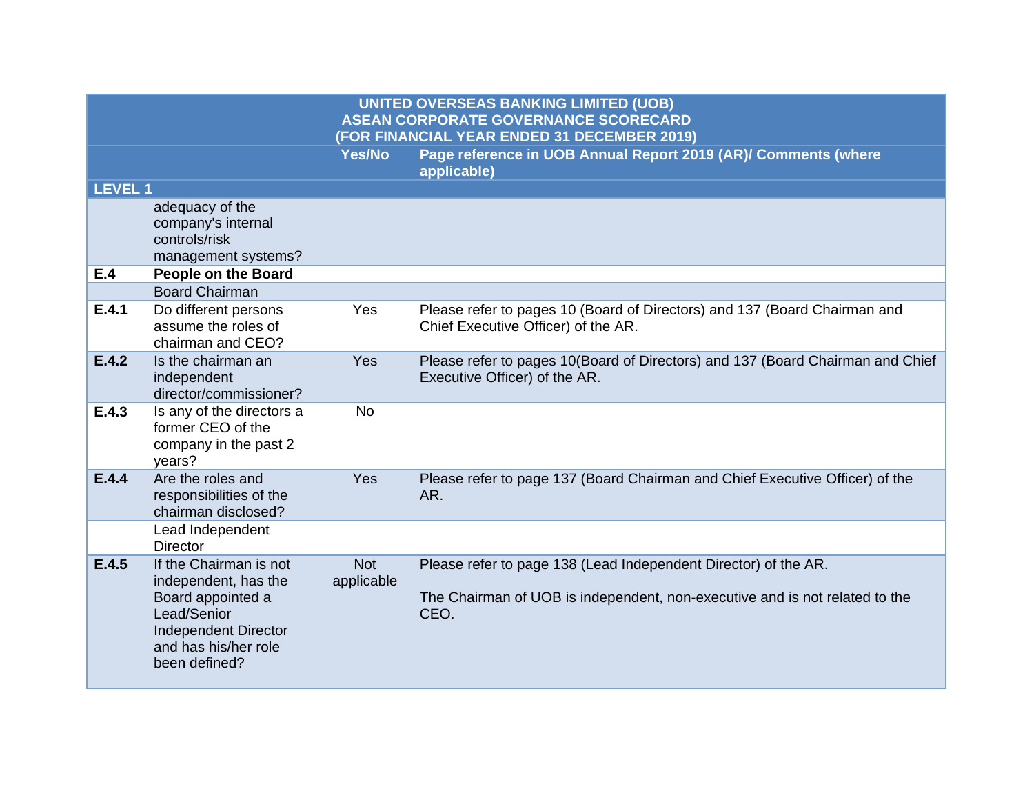| UNITED OVERSEAS BANKING LIMITED (UOB) ASEAN CORPORATE GOVERNANCE SCORECARD (FOR FINANCIAL YEAR ENDED 31 DECEMBER 2019) | | | |
|---|---|---|---|
| | | Yes/No | Page reference in UOB Annual Report 2019 (AR)/ Comments (where applicable) |
| LEVEL 1 | | | |
| | adequacy of the company's internal controls/risk management systems? | | |
| **E.4** | **People on the Board** | | |
| | Board Chairman | | |
| **E.4.1** | Do different persons assume the roles of chairman and CEO? | Yes | Please refer to pages 10 (Board of Directors) and 137 (Board Chairman and Chief Executive Officer) of the AR. |
| **E.4.2** | Is the chairman an independent director/commissioner? | Yes | Please refer to pages 10(Board of Directors) and 137 (Board Chairman and Chief Executive Officer) of the AR. |
| **E.4.3** | Is any of the directors a former CEO of the company in the past 2 years? | No | |
| **E.4.4** | Are the roles and responsibilities of the chairman disclosed? | Yes | Please refer to page 137 (Board Chairman and Chief Executive Officer) of the AR. |
| | Lead Independent Director | | |
| **E.4.5** | If the Chairman is not independent, has the Board appointed a Lead/Senior Independent Director and has his/her role been defined? | Not applicable | Please refer to page 138 (Lead Independent Director) of the AR.<br><br>The Chairman of UOB is independent, non-executive and is not related to the CEO. |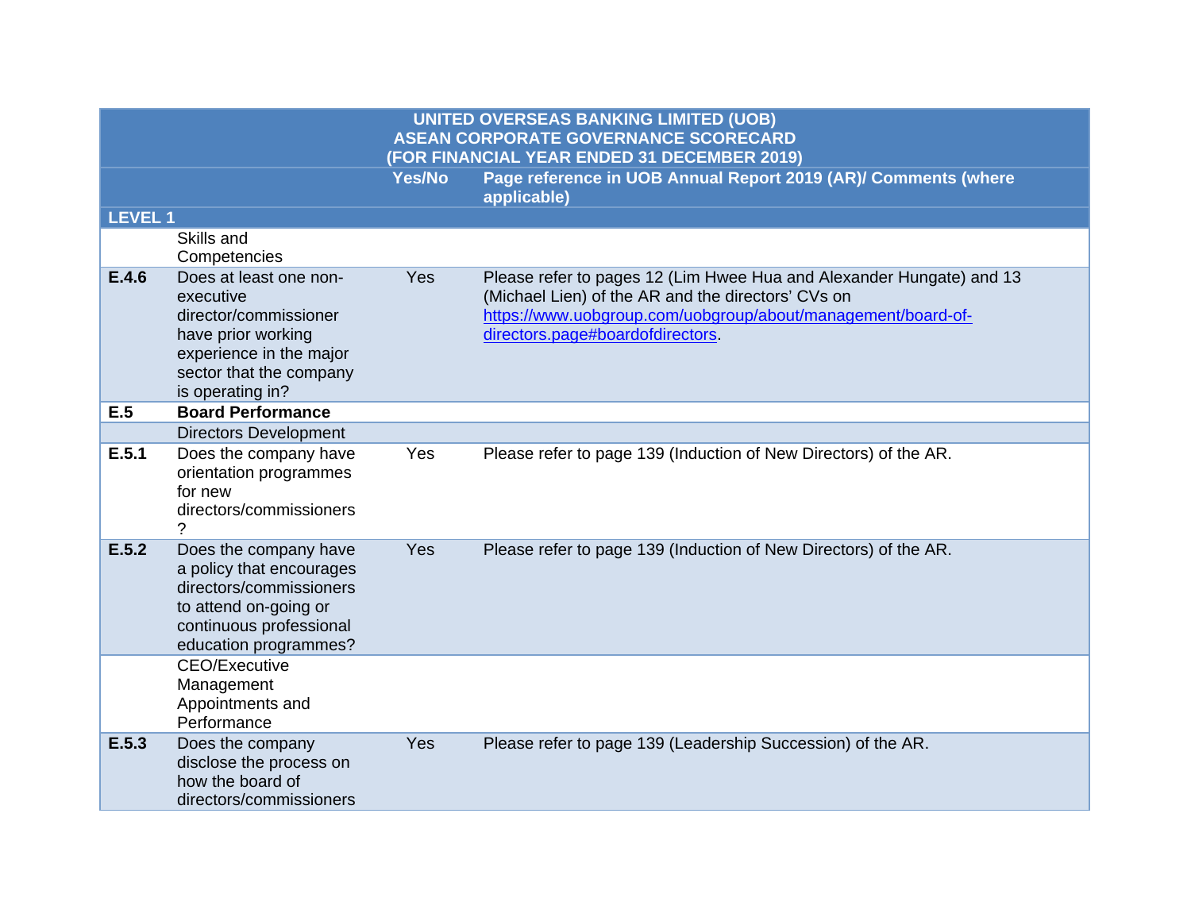| | UNITED OVERSEAS BANKING LIMITED (UOB) ASEAN CORPORATE GOVERNANCE SCORECARD (FOR FINANCIAL YEAR ENDED 31 DECEMBER 2019) | | |
|---|---|---|---|
| | | **Yes/No** | **Page reference in UOB Annual Report 2019 (AR)/ Comments (where applicable)** |
| **LEVEL 1** | | | |
| | Skills and Competencies | | |
| **E.4.6** | Does at least one non-executive director/commissioner have prior working experience in the major sector that the company is operating in? | Yes | Please refer to pages 12 (Lim Hwee Hua and Alexander Hungate) and 13 (Michael Lien) of the AR and the directors' CVs on [https://www.uobgroup.com/uobgroup/about/management/board-of-directors.page#boardofdirectors](https://www.uobgroup.com/uobgroup/about/management/board-of-directors.page#boardofdirectors). |
| **E.5** | **Board Performance** | | |
| | Directors Development | | |
| **E.5.1** | Does the company have orientation programmes for new directors/commissioners? | Yes | Please refer to page 139 (Induction of New Directors) of the AR. |
| **E.5.2** | Does the company have a policy that encourages directors/commissioners to attend on-going or continuous professional education programmes? | Yes | Please refer to page 139 (Induction of New Directors) of the AR. |
| | CEO/Executive Management Appointments and Performance | | |
| **E.5.3** | Does the company disclose the process on how the board of directors/commissioners | Yes | Please refer to page 139 (Leadership Succession) of the AR. |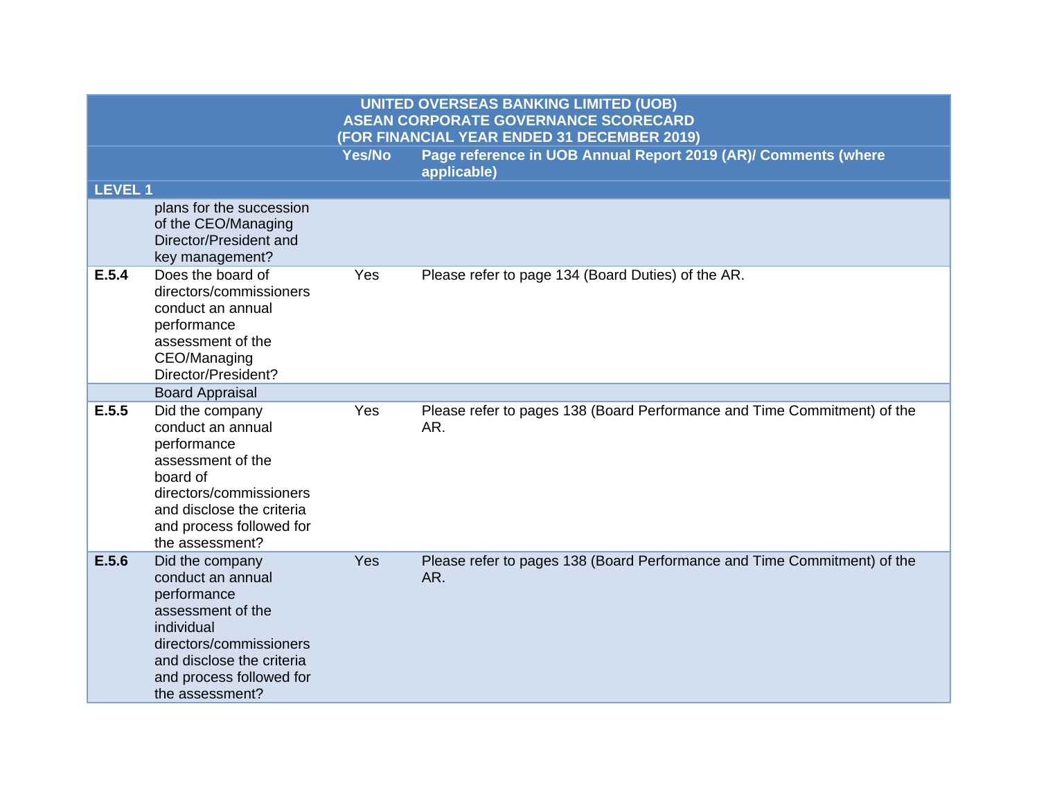| UNITED OVERSEAS BANKING LIMITED (UOB) ASEAN CORPORATE GOVERNANCE SCORECARD (FOR FINANCIAL YEAR ENDED 31 DECEMBER 2019) | | | |
|---|---|---|---|
| | | Yes/No | Page reference in UOB Annual Report 2019 (AR)/ Comments (where applicable) |
| LEVEL 1 | | | |
| | plans for the succession of the CEO/Managing Director/President and key management? | | |
| E.5.4 | Does the board of directors/commissioners conduct an annual performance assessment of the CEO/Managing Director/President? | Yes | Please refer to page 134 (Board Duties) of the AR. |
| | Board Appraisal | | |
| E.5.5 | Did the company conduct an annual performance assessment of the board of directors/commissioners and disclose the criteria and process followed for the assessment? | Yes | Please refer to pages 138 (Board Performance and Time Commitment) of the AR. |
| E.5.6 | Did the company conduct an annual performance assessment of the individual directors/commissioners and disclose the criteria and process followed for the assessment? | Yes | Please refer to pages 138 (Board Performance and Time Commitment) of the AR. |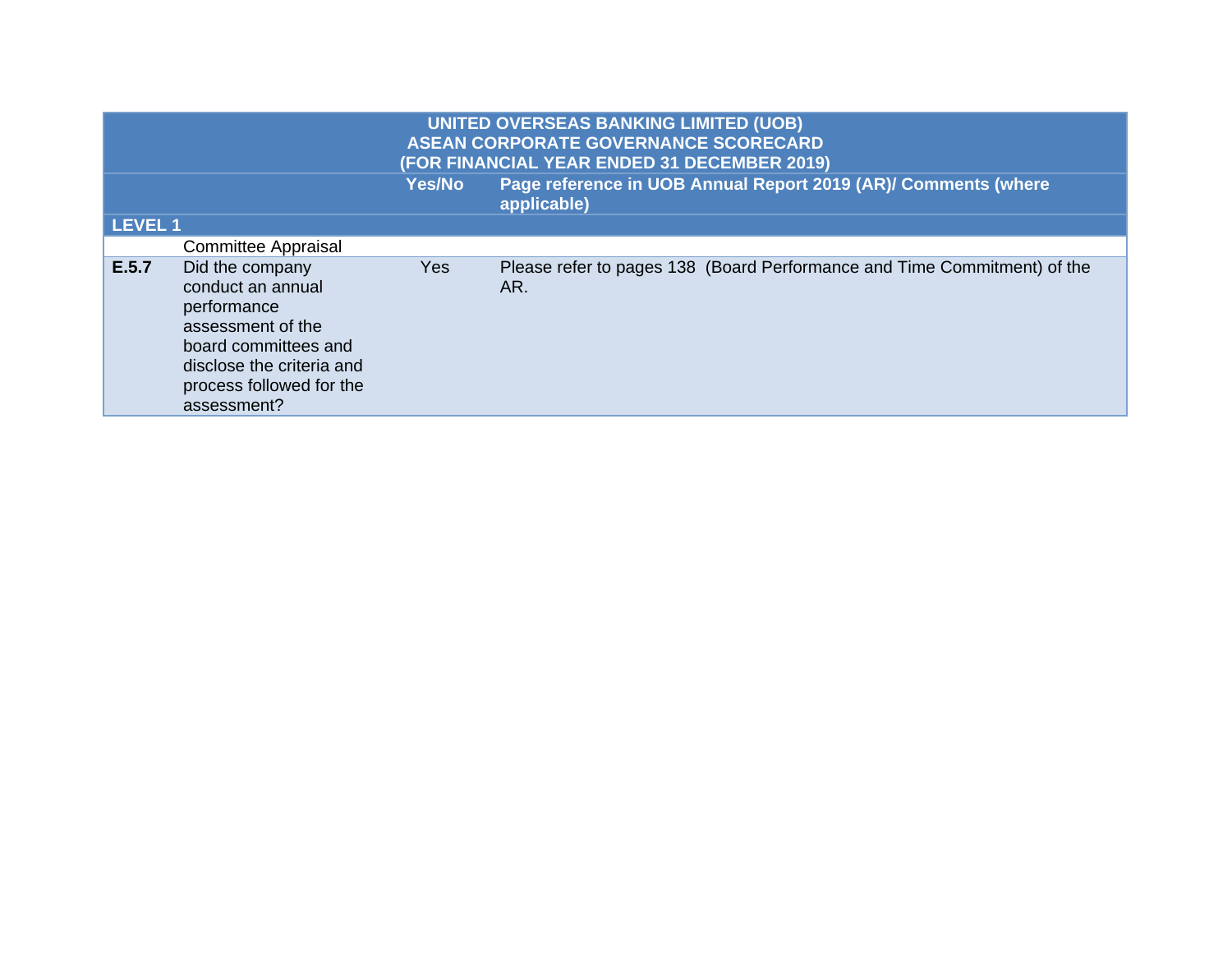| UNITED OVERSEAS BANKING LIMITED (UOB) ASEAN CORPORATE GOVERNANCE SCORECARD (FOR FINANCIAL YEAR ENDED 31 DECEMBER 2019) | | | |
|---|---|---|---|
| | | **Yes/No** | **Page reference in UOB Annual Report 2019 (AR)/ Comments (where applicable)** |
| **LEVEL 1** | | | |
| | Committee Appraisal | | |
| **E.5.7** | Did the company conduct an annual performance assessment of the board committees and disclose the criteria and process followed for the assessment? | Yes | Please refer to pages 138 (Board Performance and Time Commitment) of the AR. |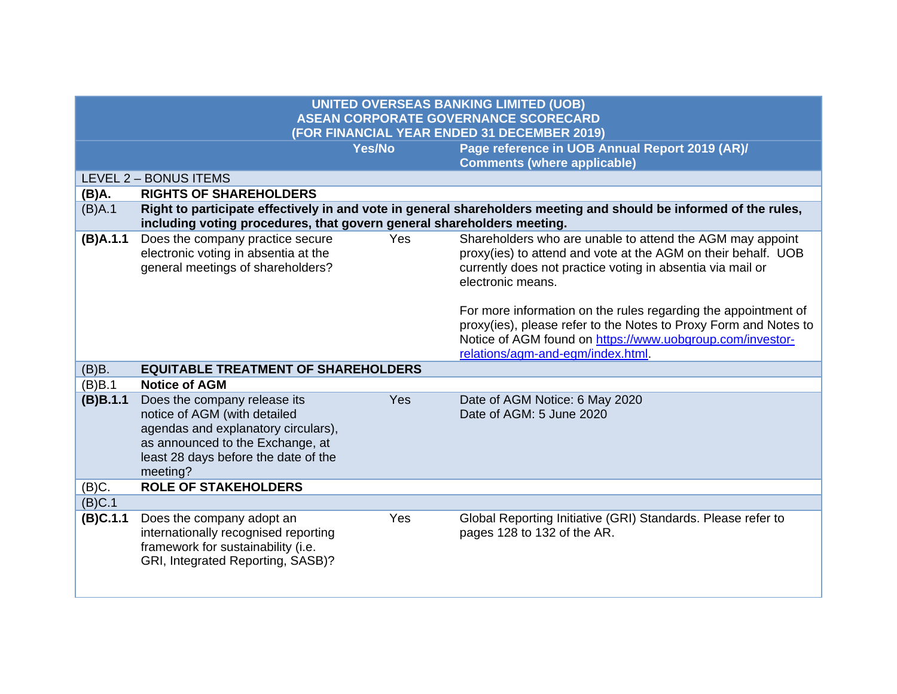| UNITED OVERSEAS BANKING LIMITED (UOB)<br>ASEAN CORPORATE GOVERNANCE SCORECARD<br>(FOR FINANCIAL YEAR ENDED 31 DECEMBER 2019) | | | |
|---|---|---|---|
| | | **Yes/No** | **Page reference in UOB Annual Report 2019 (AR)/ Comments (where applicable)** |
| LEVEL 2 – BONUS ITEMS | | | |
| **(B)A.** | **RIGHTS OF SHAREHOLDERS** | | |
| (B)A.1 | **Right to participate effectively in and vote in general shareholders meeting and should be informed of the rules, including voting procedures, that govern general shareholders meeting.** | | |
| **(B)A.1.1** | Does the company practice secure electronic voting in absentia at the general meetings of shareholders? | Yes | Shareholders who are unable to attend the AGM may appoint proxy(ies) to attend and vote at the AGM on their behalf. UOB currently does not practice voting in absentia via mail or electronic means.<br><br>For more information on the rules regarding the appointment of proxy(ies), please refer to the Notes to Proxy Form and Notes to Notice of AGM found on [https://www.uobgroup.com/investor-relations/agm-and-egm/index.html](https://www.uobgroup.com/investor-relations/agm-and-egm/index.html). |
| (B)B. | **EQUITABLE TREATMENT OF SHAREHOLDERS** | | |
| (B)B.1 | **Notice of AGM** | | |
| **(B)B.1.1** | Does the company release its notice of AGM (with detailed agendas and explanatory circulars), as announced to the Exchange, at least 28 days before the date of the meeting? | Yes | Date of AGM Notice: 6 May 2020<br>Date of AGM: 5 June 2020 |
| (B)C. | **ROLE OF STAKEHOLDERS** | | |
| (B)C.1 | | | |
| **(B)C.1.1** | Does the company adopt an internationally recognised reporting framework for sustainability (i.e. GRI, Integrated Reporting, SASB)? | Yes | Global Reporting Initiative (GRI) Standards. Please refer to pages 128 to 132 of the AR. |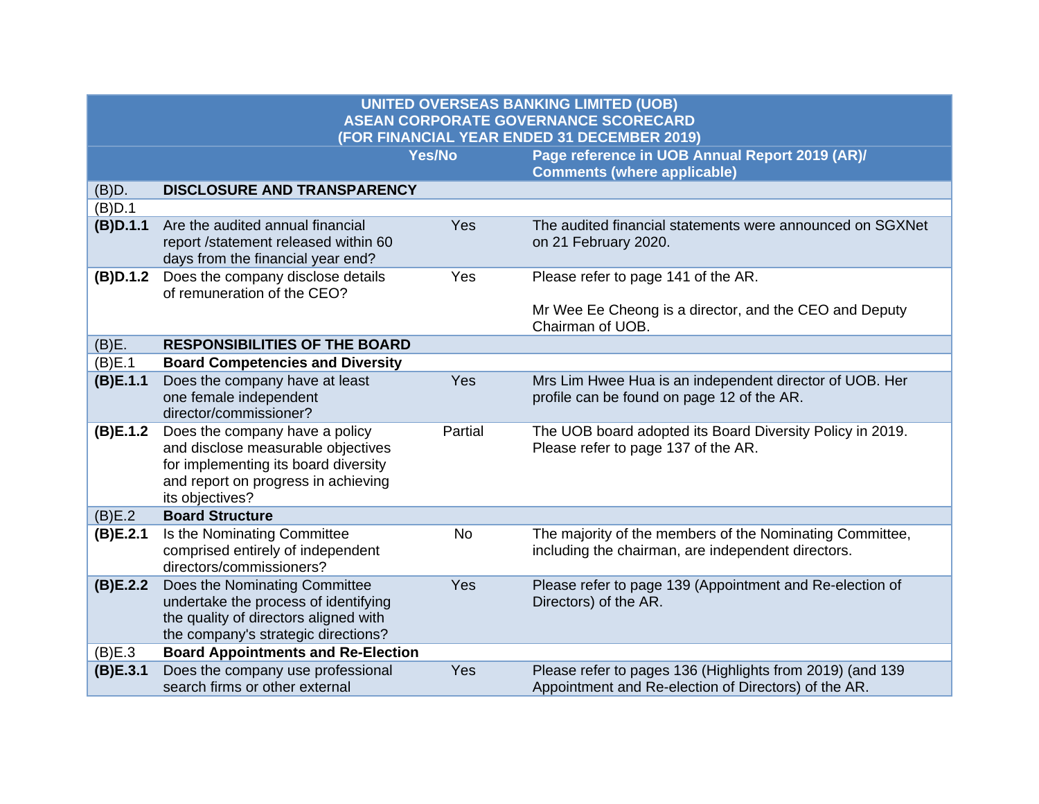| UNITED OVERSEAS BANKING LIMITED (UOB) ASEAN CORPORATE GOVERNANCE SCORECARD (FOR FINANCIAL YEAR ENDED 31 DECEMBER 2019) | | | |
|---|---|---|---|
| | | **Yes/No** | **Page reference in UOB Annual Report 2019 (AR)/ Comments (where applicable)** |
| (B)D. | **DISCLOSURE AND TRANSPARENCY** | | |
| (B)D.1 | | | |
| **(B)D.1.1** | Are the audited annual financial report /statement released within 60 days from the financial year end? | Yes | The audited financial statements were announced on SGXNet on 21 February 2020. |
| **(B)D.1.2** | Does the company disclose details of remuneration of the CEO? | Yes | Please refer to page 141 of the AR.<br><br>Mr Wee Ee Cheong is a director, and the CEO and Deputy Chairman of UOB. |
| (B)E. | **RESPONSIBILITIES OF THE BOARD** | | |
| (B)E.1 | **Board Competencies and Diversity** | | |
| **(B)E.1.1** | Does the company have at least one female independent director/commissioner? | Yes | Mrs Lim Hwee Hua is an independent director of UOB. Her profile can be found on page 12 of the AR. |
| **(B)E.1.2** | Does the company have a policy and disclose measurable objectives for implementing its board diversity and report on progress in achieving its objectives? | Partial | The UOB board adopted its Board Diversity Policy in 2019. Please refer to page 137 of the AR. |
| (B)E.2 | **Board Structure** | | |
| **(B)E.2.1** | Is the Nominating Committee comprised entirely of independent directors/commissioners? | No | The majority of the members of the Nominating Committee, including the chairman, are independent directors. |
| **(B)E.2.2** | Does the Nominating Committee undertake the process of identifying the quality of directors aligned with the company's strategic directions? | Yes | Please refer to page 139 (Appointment and Re-election of Directors) of the AR. |
| (B)E.3 | **Board Appointments and Re-Election** | | |
| **(B)E.3.1** | Does the company use professional search firms or other external | Yes | Please refer to pages 136 (Highlights from 2019) (and 139 Appointment and Re-election of Directors) of the AR. |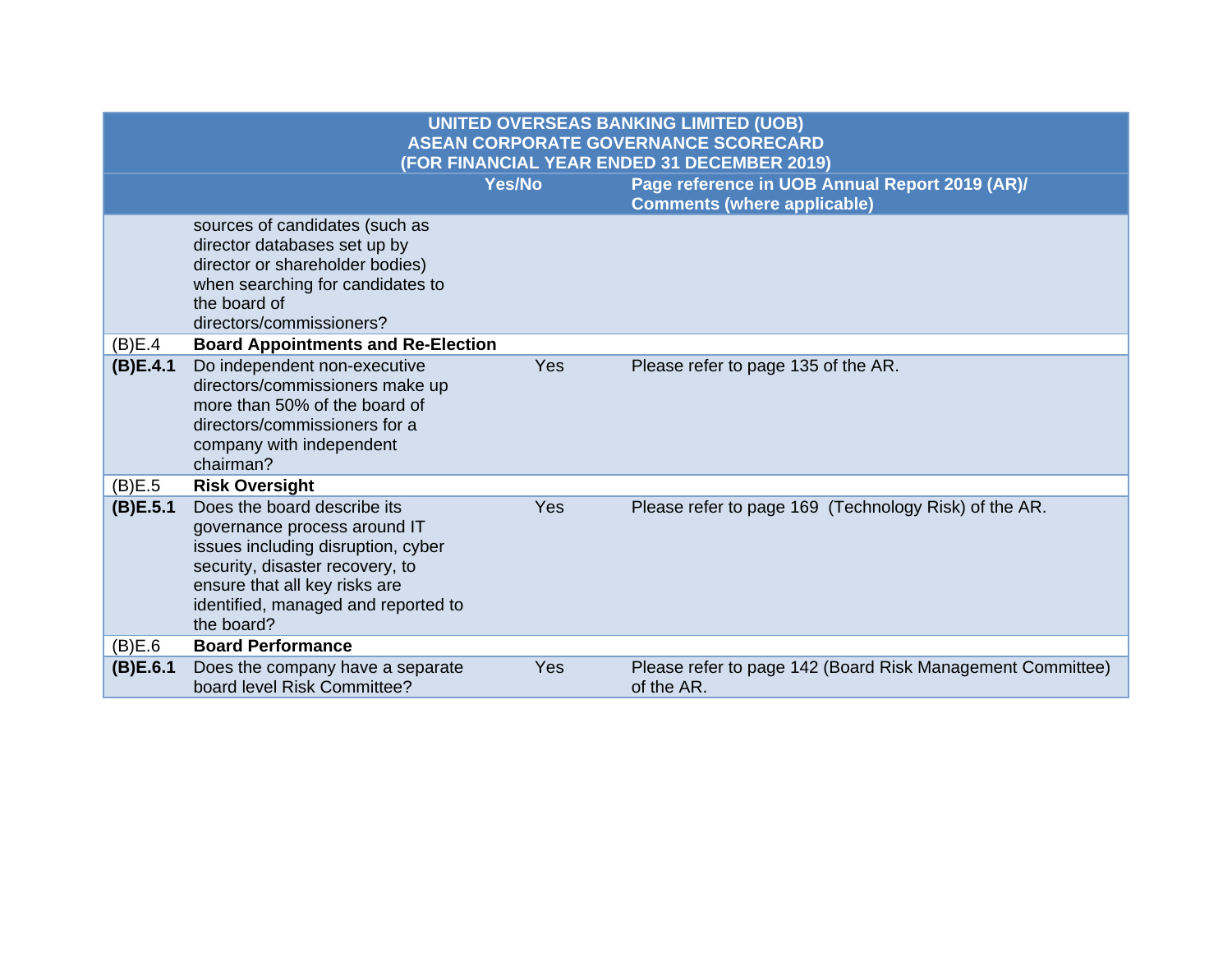| UNITED OVERSEAS BANKING LIMITED (UOB) ASEAN CORPORATE GOVERNANCE SCORECARD (FOR FINANCIAL YEAR ENDED 31 DECEMBER 2019) | | | |
|---|---|---|---|
| | | **Yes/No** | **Page reference in UOB Annual Report 2019 (AR)/ Comments (where applicable)** |
| | sources of candidates (such as director databases set up by director or shareholder bodies) when searching for candidates to the board of directors/commissioners? | | |
| (B)E.4 | **Board Appointments and Re-Election** | | |
| **(B)E.4.1** | Do independent non-executive directors/commissioners make up more than 50% of the board of directors/commissioners for a company with independent chairman? | Yes | Please refer to page 135 of the AR. |
| (B)E.5 | **Risk Oversight** | | |
| **(B)E.5.1** | Does the board describe its governance process around IT issues including disruption, cyber security, disaster recovery, to ensure that all key risks are identified, managed and reported to the board? | Yes | Please refer to page 169 (Technology Risk) of the AR. |
| (B)E.6 | **Board Performance** | | |
| **(B)E.6.1** | Does the company have a separate board level Risk Committee? | Yes | Please refer to page 142 (Board Risk Management Committee) of the AR. |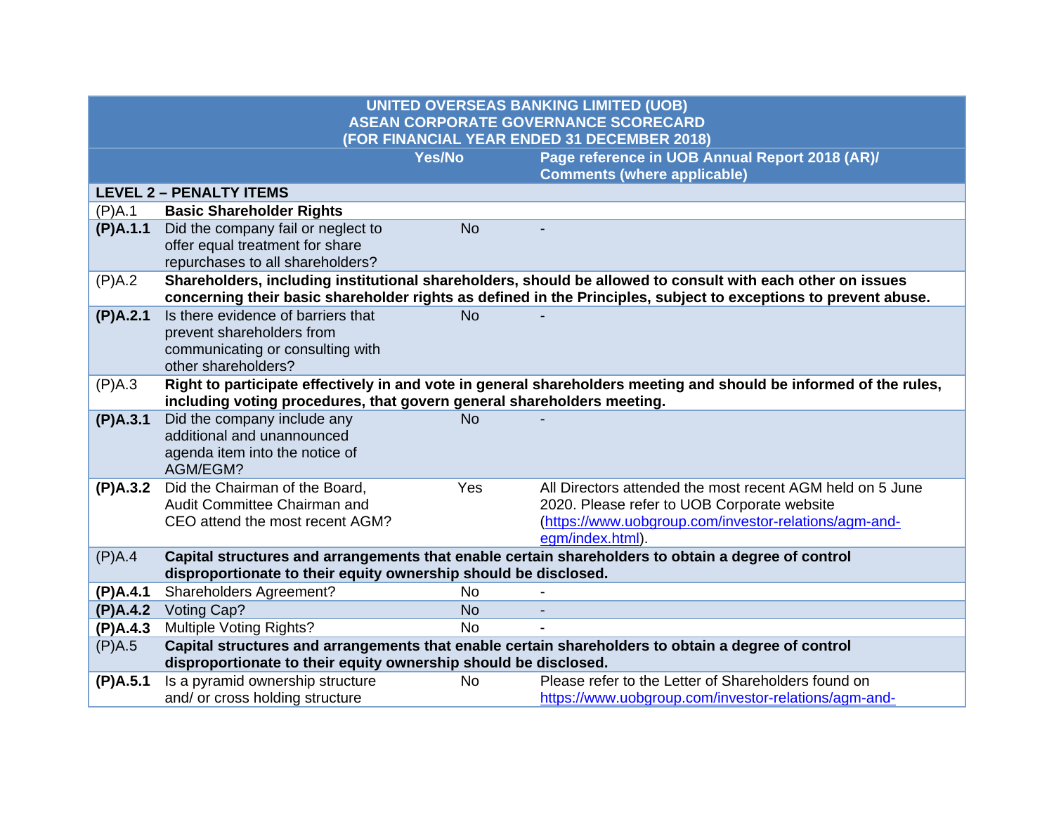| UNITED OVERSEAS BANKING LIMITED (UOB) ASEAN CORPORATE GOVERNANCE SCORECARD (FOR FINANCIAL YEAR ENDED 31 DECEMBER 2018) | | | |
|---|---|---|---|
| | | **Yes/No** | **Page reference in UOB Annual Report 2018 (AR)/ Comments (where applicable)** |
| **LEVEL 2 – PENALTY ITEMS** | | | |
| (P)A.1 | **Basic Shareholder Rights** | | |
| **(P)A.1.1** | Did the company fail or neglect to offer equal treatment for share repurchases to all shareholders? | No | - |
| (P)A.2 | **Shareholders, including institutional shareholders, should be allowed to consult with each other on issues concerning their basic shareholder rights as defined in the Principles, subject to exceptions to prevent abuse.** | | |
| **(P)A.2.1** | Is there evidence of barriers that prevent shareholders from communicating or consulting with other shareholders? | No | - |
| (P)A.3 | **Right to participate effectively in and vote in general shareholders meeting and should be informed of the rules, including voting procedures, that govern general shareholders meeting.** | | |
| **(P)A.3.1** | Did the company include any additional and unannounced agenda item into the notice of AGM/EGM? | No | - |
| **(P)A.3.2** | Did the Chairman of the Board, Audit Committee Chairman and CEO attend the most recent AGM? | Yes | All Directors attended the most recent AGM held on 5 June 2020. Please refer to UOB Corporate website (https://www.uobgroup.com/investor-relations/agm-and-egm/index.html). |
| (P)A.4 | **Capital structures and arrangements that enable certain shareholders to obtain a degree of control disproportionate to their equity ownership should be disclosed.** | | |
| **(P)A.4.1** | Shareholders Agreement? | No | - |
| **(P)A.4.2** | Voting Cap? | No | - |
| **(P)A.4.3** | Multiple Voting Rights? | No | - |
| (P)A.5 | **Capital structures and arrangements that enable certain shareholders to obtain a degree of control disproportionate to their equity ownership should be disclosed.** | | |
| **(P)A.5.1** | Is a pyramid ownership structure and/ or cross holding structure | No | Please refer to the Letter of Shareholders found on https://www.uobgroup.com/investor-relations/agm-and- |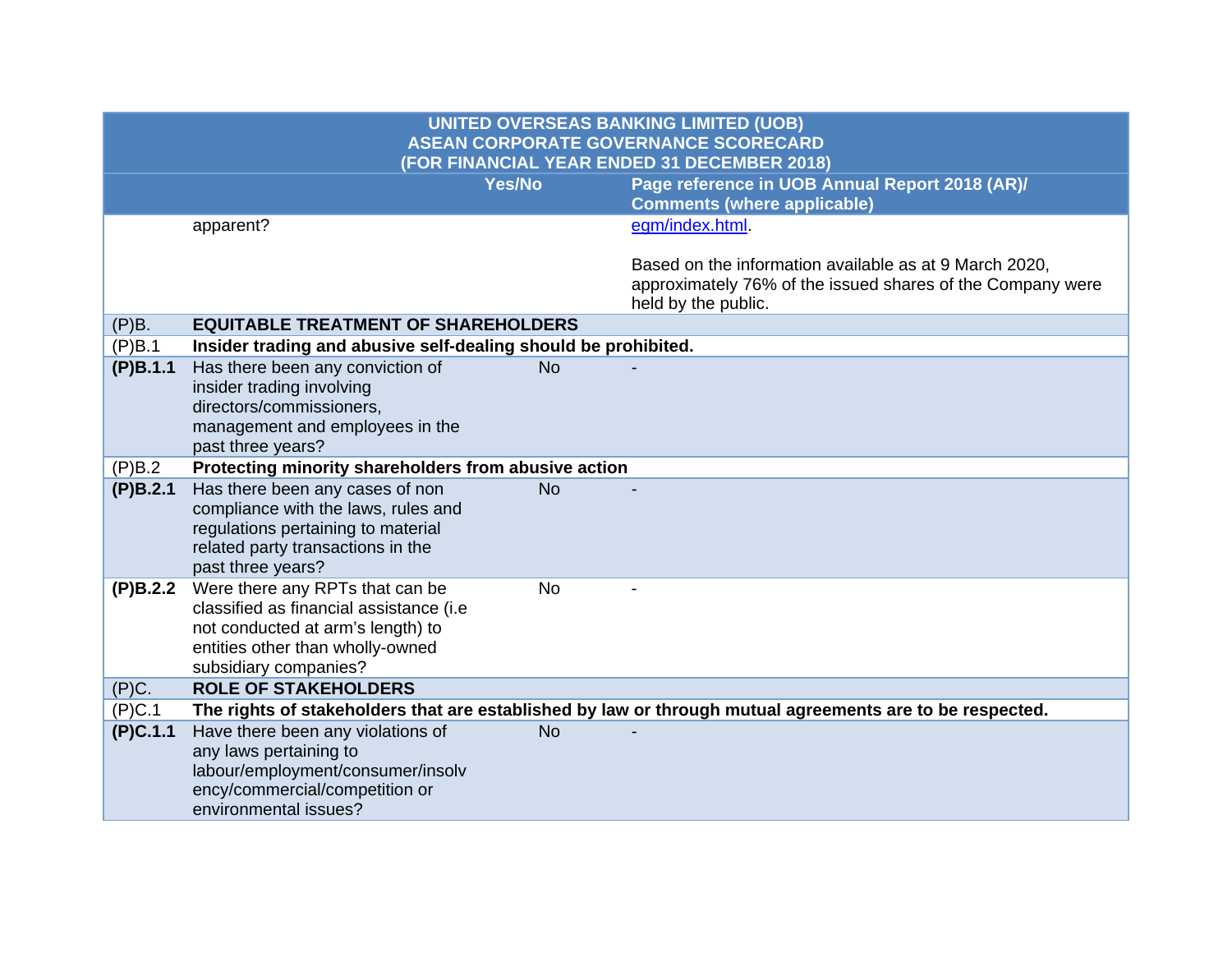| UNITED OVERSEAS BANKING LIMITED (UOB) ASEAN CORPORATE GOVERNANCE SCORECARD (FOR FINANCIAL YEAR ENDED 31 DECEMBER 2018) | | | |
|---|---|---|---|
| | | Yes/No | Page reference in UOB Annual Report 2018 (AR)/ Comments (where applicable) |
| | apparent? | | egm/index.html.<br><br>Based on the information available as at 9 March 2020, approximately 76% of the issued shares of the Company were held by the public. |
| (P)B. | **EQUITABLE TREATMENT OF SHAREHOLDERS** | | |
| (P)B.1 | **Insider trading and abusive self-dealing should be prohibited.** | | |
| **(P)B.1.1** | Has there been any conviction of insider trading involving directors/commissioners, management and employees in the past three years? | No | - |
| (P)B.2 | **Protecting minority shareholders from abusive action** | | |
| **(P)B.2.1** | Has there been any cases of non compliance with the laws, rules and regulations pertaining to material related party transactions in the past three years? | No | - |
| **(P)B.2.2** | Were there any RPTs that can be classified as financial assistance (i.e not conducted at arm's length) to entities other than wholly-owned subsidiary companies? | No | - |
| (P)C. | **ROLE OF STAKEHOLDERS** | | |
| (P)C.1 | **The rights of stakeholders that are established by law or through mutual agreements are to be respected.** | | |
| **(P)C.1.1** | Have there been any violations of any laws pertaining to labour/employment/consumer/insolvency/commercial/competition or environmental issues? | No | - |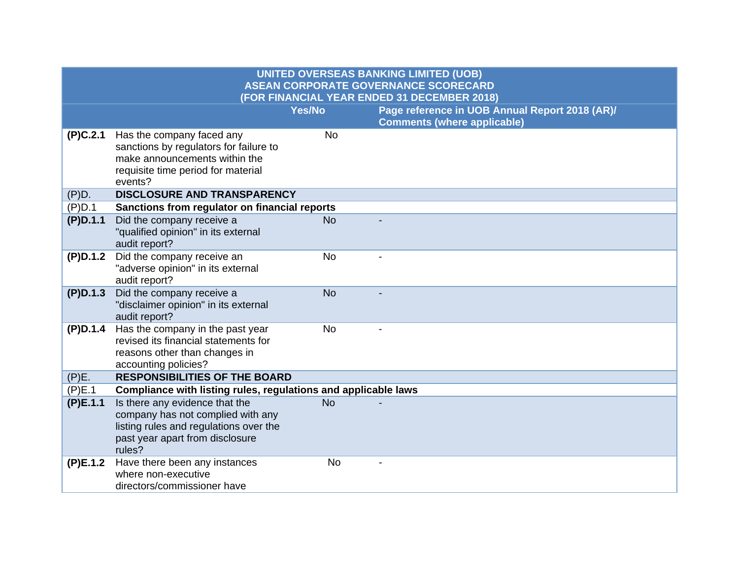| UNITED OVERSEAS BANKING LIMITED (UOB)<br>ASEAN CORPORATE GOVERNANCE SCORECARD<br>(FOR FINANCIAL YEAR ENDED 31 DECEMBER 2018) | | | |
|---|---|---|---|
| | | **Yes/No** | **Page reference in UOB Annual Report 2018 (AR)/ Comments (where applicable)** |
| **(P)C.2.1** | Has the company faced any sanctions by regulators for failure to make announcements within the requisite time period for material events? | No | |
| (P)D. | **DISCLOSURE AND TRANSPARENCY** | | |
| (P)D.1 | **Sanctions from regulator on financial reports** | | |
| **(P)D.1.1** | Did the company receive a "qualified opinion" in its external audit report? | No | - |
| **(P)D.1.2** | Did the company receive an "adverse opinion" in its external audit report? | No | - |
| **(P)D.1.3** | Did the company receive a "disclaimer opinion" in its external audit report? | No | - |
| **(P)D.1.4** | Has the company in the past year revised its financial statements for reasons other than changes in accounting policies? | No | - |
| (P)E. | **RESPONSIBILITIES OF THE BOARD** | | |
| (P)E.1 | **Compliance with listing rules, regulations and applicable laws** | | |
| **(P)E.1.1** | Is there any evidence that the company has not complied with any listing rules and regulations over the past year apart from disclosure rules? | No | - |
| **(P)E.1.2** | Have there been any instances where non-executive directors/commissioner have | No | - |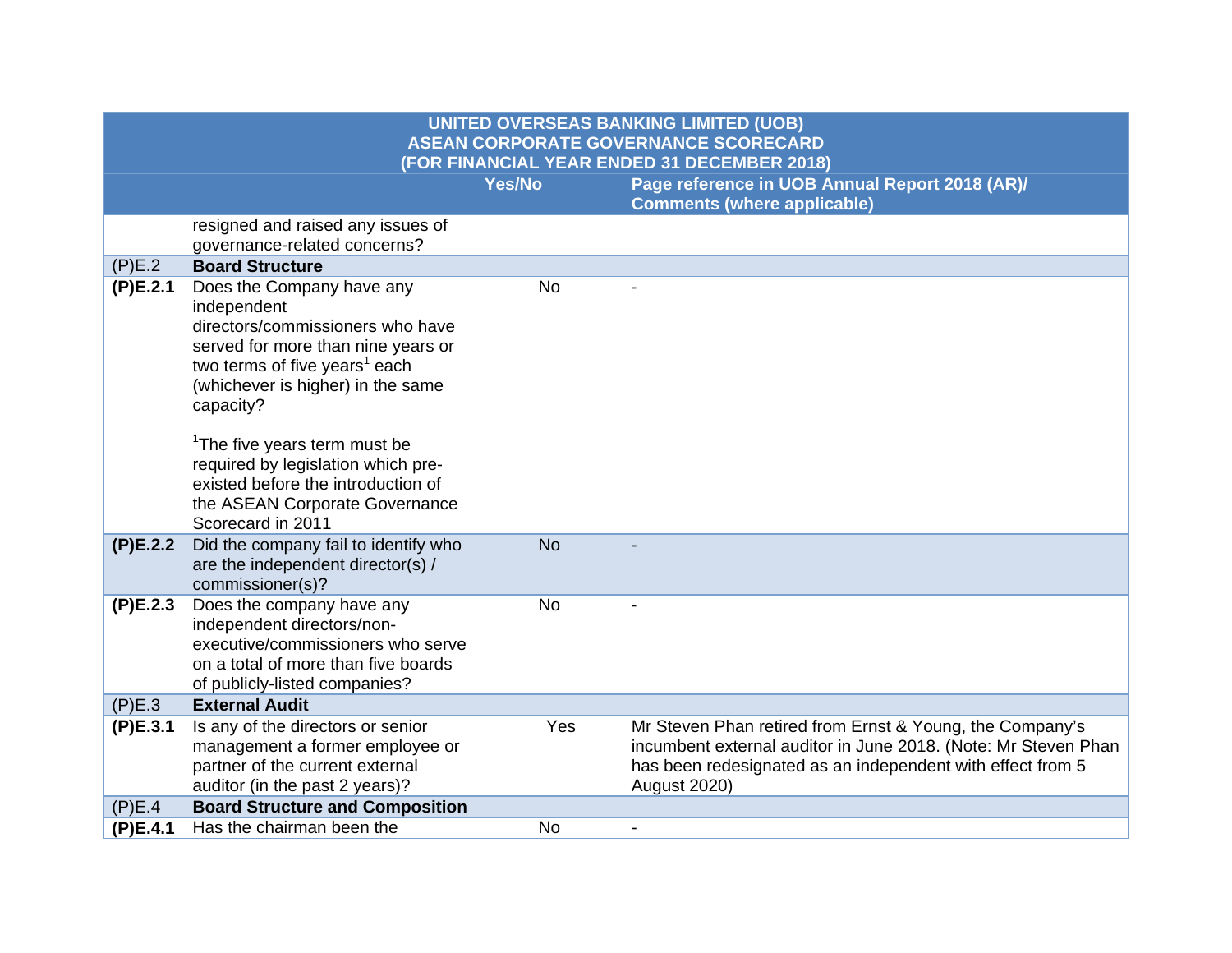| UNITED OVERSEAS BANKING LIMITED (UOB) ASEAN CORPORATE GOVERNANCE SCORECARD (FOR FINANCIAL YEAR ENDED 31 DECEMBER 2018) | | | |
|---|---|---|---|
| | | Yes/No | Page reference in UOB Annual Report 2018 (AR)/ Comments (where applicable) |
| | resigned and raised any issues of governance-related concerns? | | |
| (P)E.2 | **Board Structure** | | |
| **(P)E.2.1** | Does the Company have any independent directors/commissioners who have served for more than nine years or two terms of five years[1] each (whichever is higher) in the same capacity?<br><br>[1]The five years term must be required by legislation which pre-existed before the introduction of the ASEAN Corporate Governance Scorecard in 2011 | No | - |
| **(P)E.2.2** | Did the company fail to identify who are the independent director(s) / commissioner(s)? | No | - |
| **(P)E.2.3** | Does the company have any independent directors/non-executive/commissioners who serve on a total of more than five boards of publicly-listed companies? | No | - |
| (P)E.3 | **External Audit** | | |
| **(P)E.3.1** | Is any of the directors or senior management a former employee or partner of the current external auditor (in the past 2 years)? | Yes | Mr Steven Phan retired from Ernst & Young, the Company's incumbent external auditor in June 2018. (Note: Mr Steven Phan has been redesignated as an independent with effect from 5 August 2020) |
| (P)E.4 | **Board Structure and Composition** | | |
| **(P)E.4.1** | Has the chairman been the | No | - |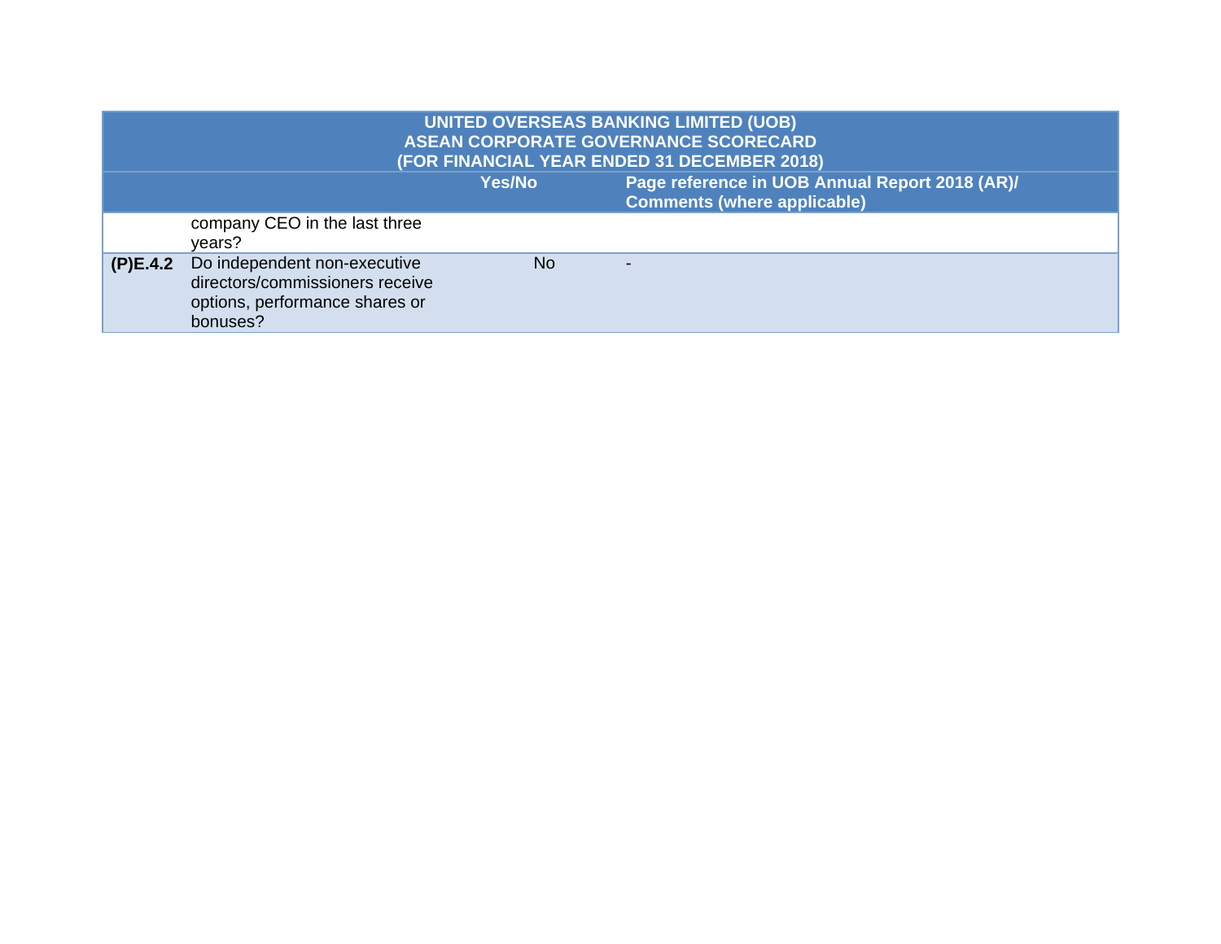| UNITED OVERSEAS BANKING LIMITED (UOB) ASEAN CORPORATE GOVERNANCE SCORECARD (FOR FINANCIAL YEAR ENDED 31 DECEMBER 2018) | | | |
|---|---|---|---|
| | | **Yes/No** | **Page reference in UOB Annual Report 2018 (AR)/ Comments (where applicable)** |
| | company CEO in the last three years? | | |
| **(P)E.4.2** | Do independent non-executive directors/commissioners receive options, performance shares or bonuses? | No | - |